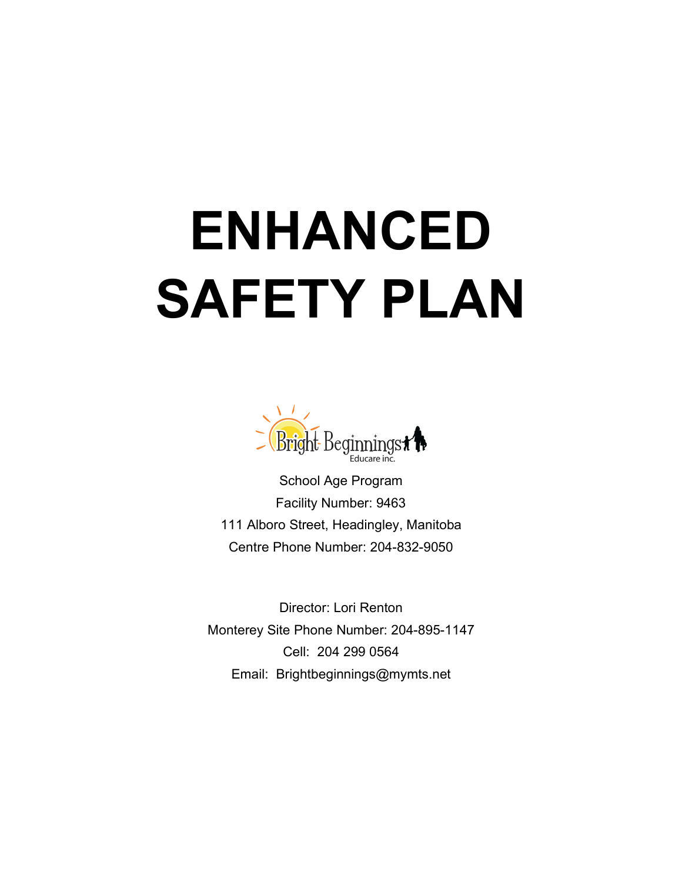# ENHANCED SAFETY PLAN

Bright Beginnings Educare inc.

School Age Program
Facility Number: 9463
111 Alboro Street, Headingley, Manitoba
Centre Phone Number: 204-832-9050

Director: Lori Renton
Monterey Site Phone Number: 204-895-1147
Cell: 204 299 0564
Email: Brightbeginnings@mymts.net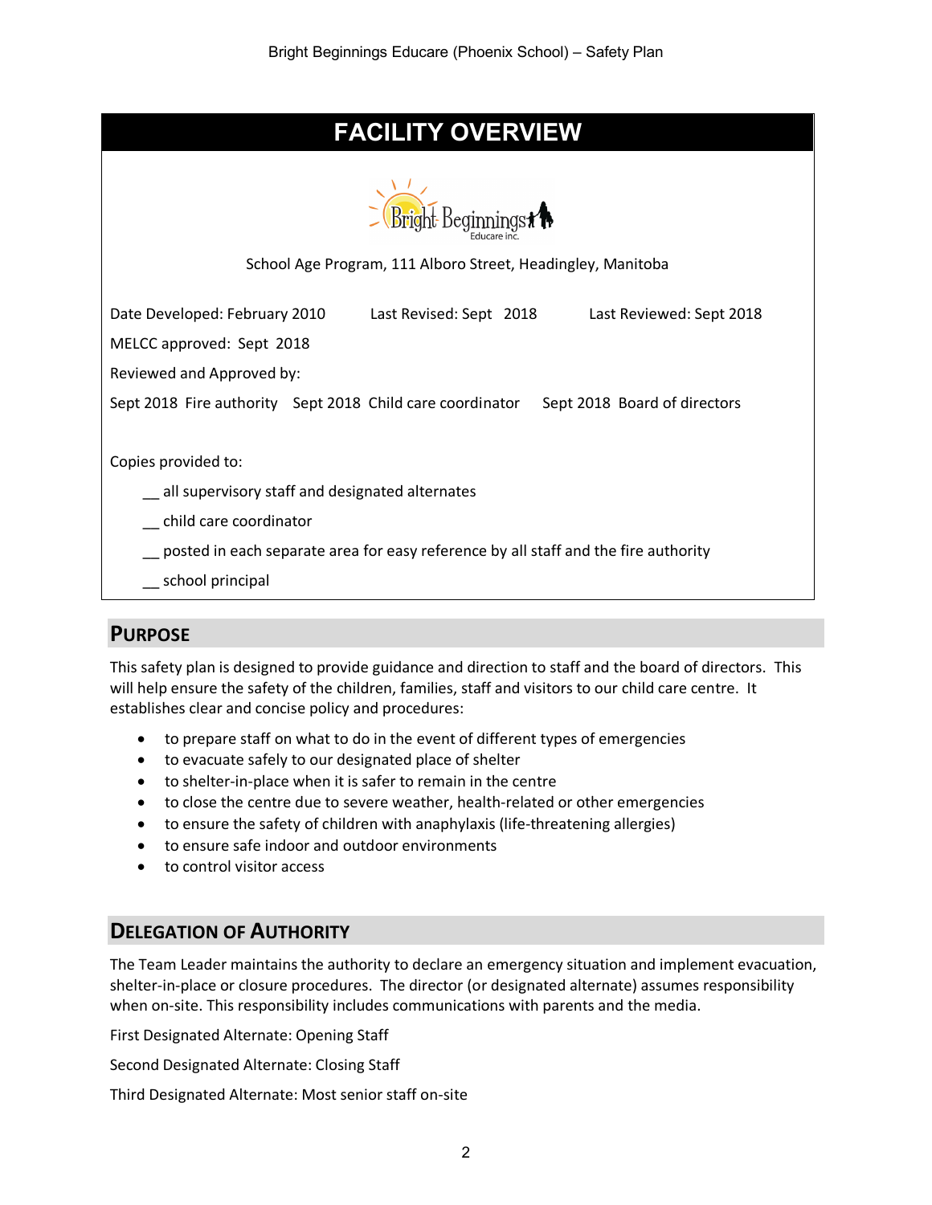# FACILITY OVERVIEW

School Age Program, 111 Alboro Street, Headingley, Manitoba

Date Developed: February 2010　Last Revised: Sept 2018　Last Reviewed: Sept 2018

MELCC approved: Sept 2018

Reviewed and Approved by:

Sept 2018 Fire authority　Sept 2018 Child care coordinator　Sept 2018 Board of directors

Copies provided to:

- __ all supervisory staff and designated alternates
- __ child care coordinator
- __ posted in each separate area for easy reference by all staff and the fire authority
- __ school principal

## PURPOSE

This safety plan is designed to provide guidance and direction to staff and the board of directors. This will help ensure the safety of the children, families, staff and visitors to our child care centre. It establishes clear and concise policy and procedures:

- to prepare staff on what to do in the event of different types of emergencies
- to evacuate safely to our designated place of shelter
- to shelter-in-place when it is safer to remain in the centre
- to close the centre due to severe weather, health-related or other emergencies
- to ensure the safety of children with anaphylaxis (life-threatening allergies)
- to ensure safe indoor and outdoor environments
- to control visitor access

## DELEGATION OF AUTHORITY

The Team Leader maintains the authority to declare an emergency situation and implement evacuation, shelter-in-place or closure procedures. The director (or designated alternate) assumes responsibility when on-site. This responsibility includes communications with parents and the media.

First Designated Alternate: Opening Staff

Second Designated Alternate: Closing Staff

Third Designated Alternate: Most senior staff on-site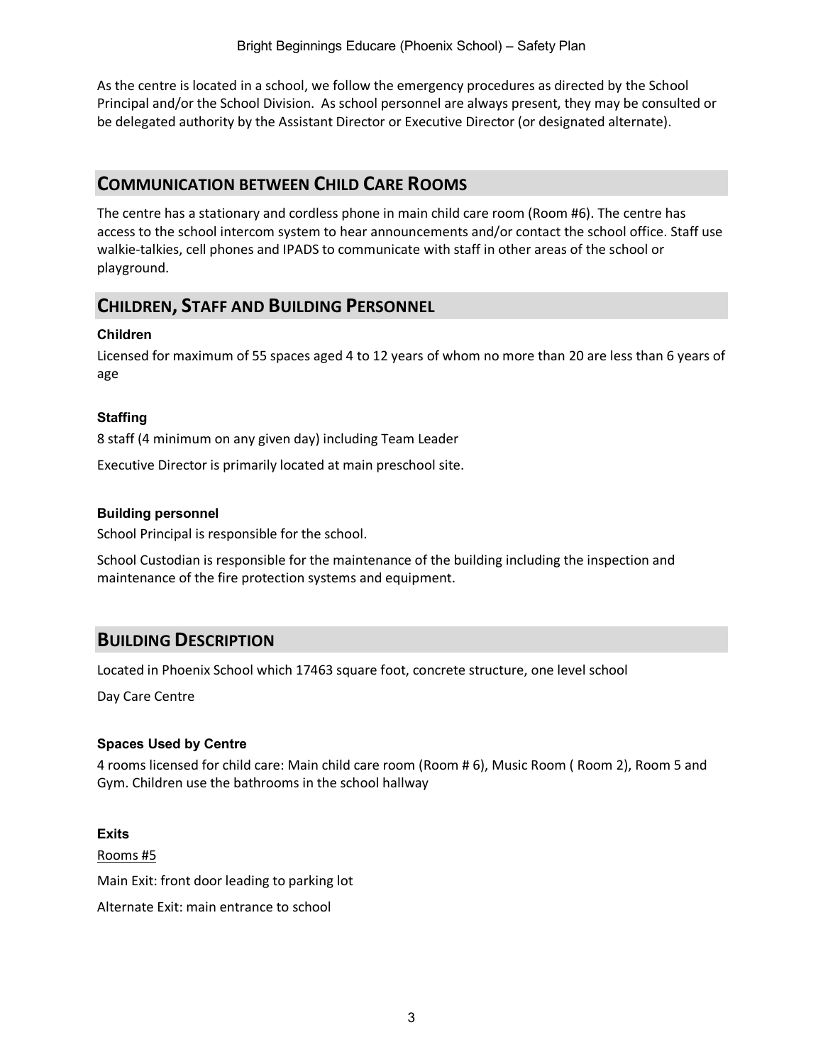As the centre is located in a school, we follow the emergency procedures as directed by the School Principal and/or the School Division. As school personnel are always present, they may be consulted or be delegated authority by the Assistant Director or Executive Director (or designated alternate).

## COMMUNICATION BETWEEN CHILD CARE ROOMS

The centre has a stationary and cordless phone in main child care room (Room #6). The centre has access to the school intercom system to hear announcements and/or contact the school office. Staff use walkie-talkies, cell phones and IPADS to communicate with staff in other areas of the school or playground.

## CHILDREN, STAFF AND BUILDING PERSONNEL

### Children

Licensed for maximum of 55 spaces aged 4 to 12 years of whom no more than 20 are less than 6 years of age

### Staffing

8 staff (4 minimum on any given day) including Team Leader

Executive Director is primarily located at main preschool site.

### Building personnel

School Principal is responsible for the school.

School Custodian is responsible for the maintenance of the building including the inspection and maintenance of the fire protection systems and equipment.

## BUILDING DESCRIPTION

Located in Phoenix School which 17463 square foot, concrete structure, one level school

Day Care Centre

### Spaces Used by Centre

4 rooms licensed for child care: Main child care room (Room # 6), Music Room ( Room 2), Room 5 and Gym. Children use the bathrooms in the school hallway

### Exits

Rooms #5

Main Exit: front door leading to parking lot

Alternate Exit: main entrance to school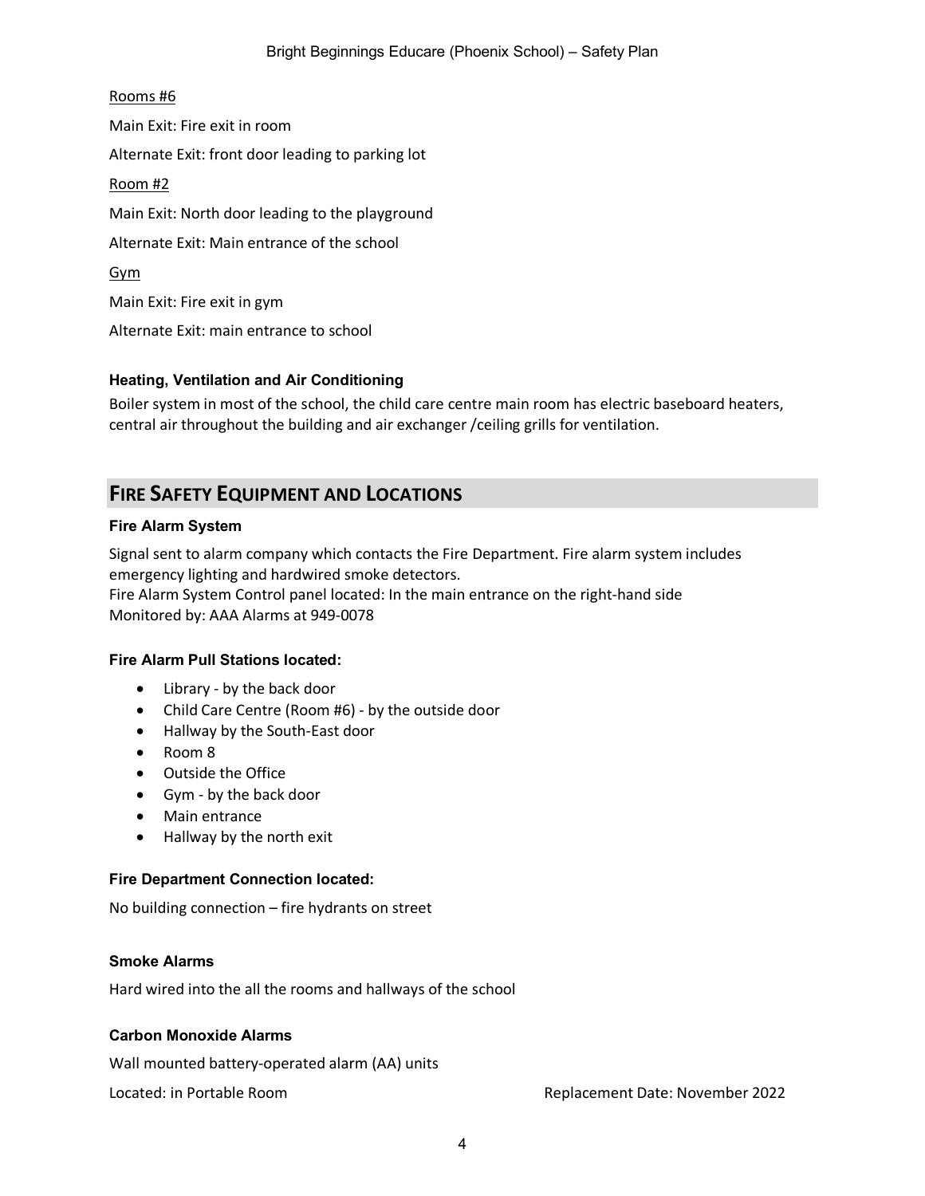Rooms #6

Main Exit: Fire exit in room

Alternate Exit: front door leading to parking lot

Room #2

Main Exit: North door leading to the playground

Alternate Exit: Main entrance of the school

Gym

Main Exit: Fire exit in gym

Alternate Exit: main entrance to school

### Heating, Ventilation and Air Conditioning

Boiler system in most of the school, the child care centre main room has electric baseboard heaters, central air throughout the building and air exchanger /ceiling grills for ventilation.

## FIRE SAFETY EQUIPMENT AND LOCATIONS

### Fire Alarm System

Signal sent to alarm company which contacts the Fire Department. Fire alarm system includes emergency lighting and hardwired smoke detectors.
Fire Alarm System Control panel located: In the main entrance on the right-hand side
Monitored by: AAA Alarms at 949-0078

### Fire Alarm Pull Stations located:

- Library - by the back door
- Child Care Centre (Room #6) - by the outside door
- Hallway by the South-East door
- Room 8
- Outside the Office
- Gym - by the back door
- Main entrance
- Hallway by the north exit

### Fire Department Connection located:

No building connection – fire hydrants on street

### Smoke Alarms

Hard wired into the all the rooms and hallways of the school

### Carbon Monoxide Alarms

Wall mounted battery-operated alarm (AA) units

Located: in Portable Room Replacement Date: November 2022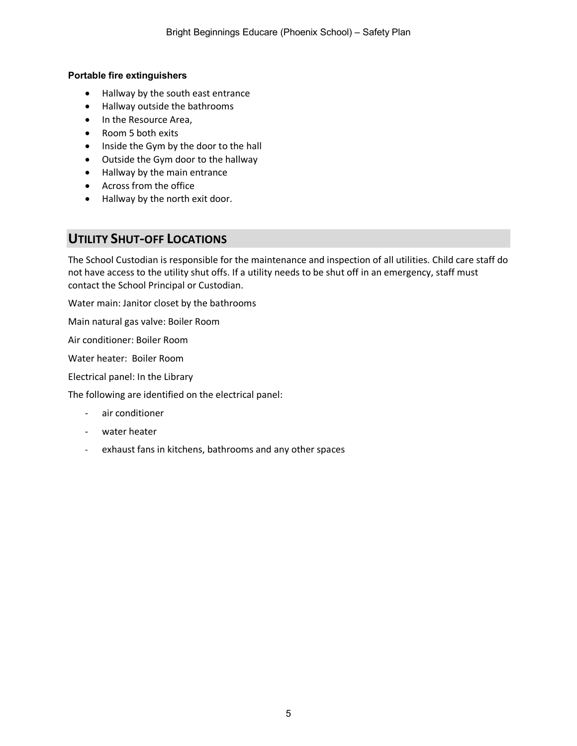**Portable fire extinguishers**

- Hallway by the south east entrance
- Hallway outside the bathrooms
- In the Resource Area,
- Room 5 both exits
- Inside the Gym by the door to the hall
- Outside the Gym door to the hallway
- Hallway by the main entrance
- Across from the office
- Hallway by the north exit door.

## UTILITY SHUT-OFF LOCATIONS

The School Custodian is responsible for the maintenance and inspection of all utilities. Child care staff do not have access to the utility shut offs. If a utility needs to be shut off in an emergency, staff must contact the School Principal or Custodian.

Water main: Janitor closet by the bathrooms

Main natural gas valve: Boiler Room

Air conditioner: Boiler Room

Water heater: Boiler Room

Electrical panel: In the Library

The following are identified on the electrical panel:

- air conditioner
- water heater
- exhaust fans in kitchens, bathrooms and any other spaces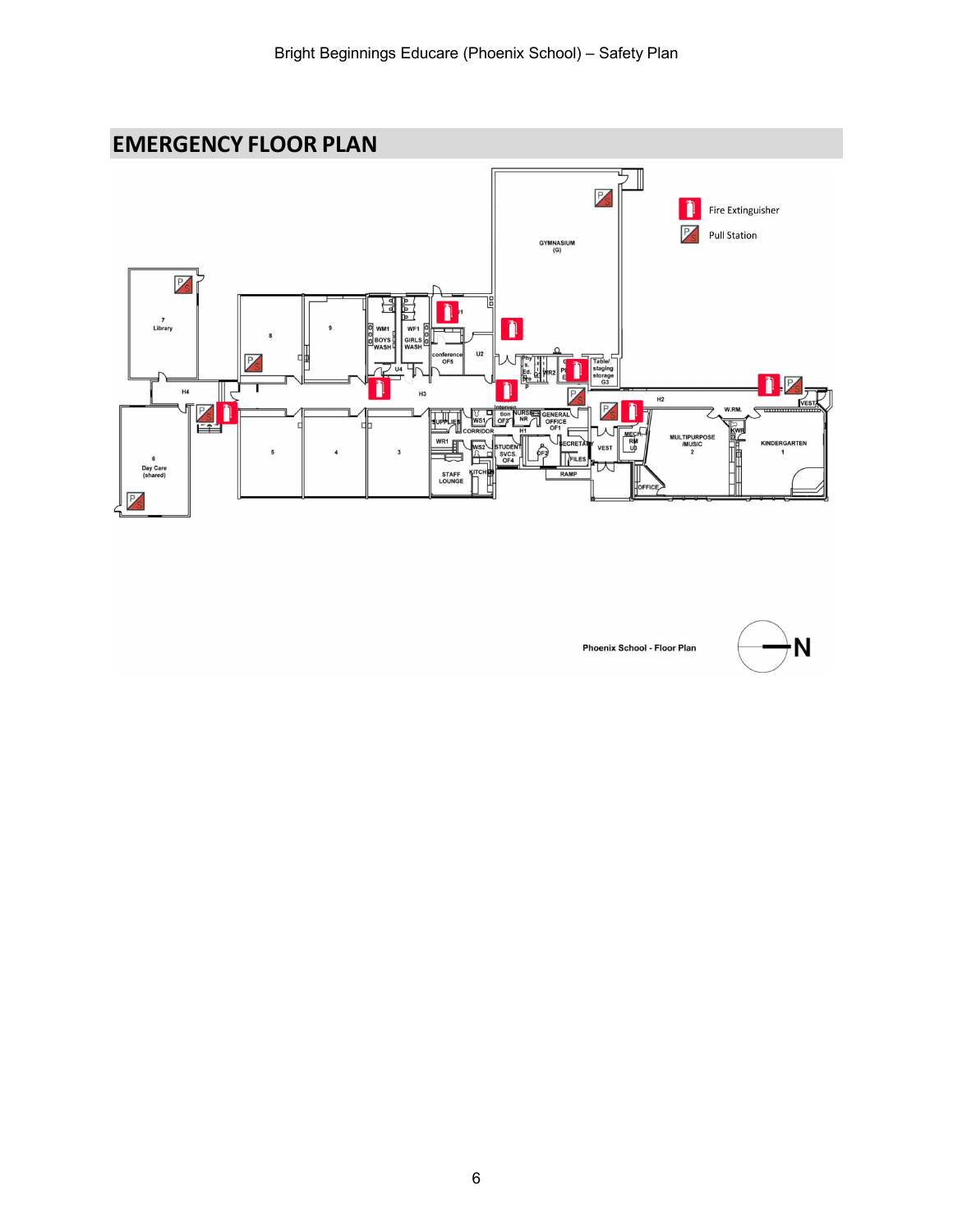# EMERGENCY FLOOR PLAN

Fire Extinguisher

Pull Station

GYMNASIUM (G)

7 Library

8

9

WM1 BOYS WASH

WF1 GIRLS WASH

conference OF5

U2

U4

H4

H3

6 Day Care (shared)

5

4

3

SUPPLIES

WR1

STAFF LOUNGE

KITCHEN

WS1

WS2

OF3

CORRIDOR

STUDENT SVCS. OF4

Intervention OF3

NURSE NR

H1

GENERAL OFFICE OF1

OF2

SECRETARY

FILES

RAMP

Phys. Ed.

WR2

Table/ staging storage G3

VEST

MECH. RM U3

H2

W.RM.

MULTIPURPOSE /MUSIC 2

KWR

KINDERGARTEN 1

VEST

OFFICE

Phoenix School - Floor Plan

N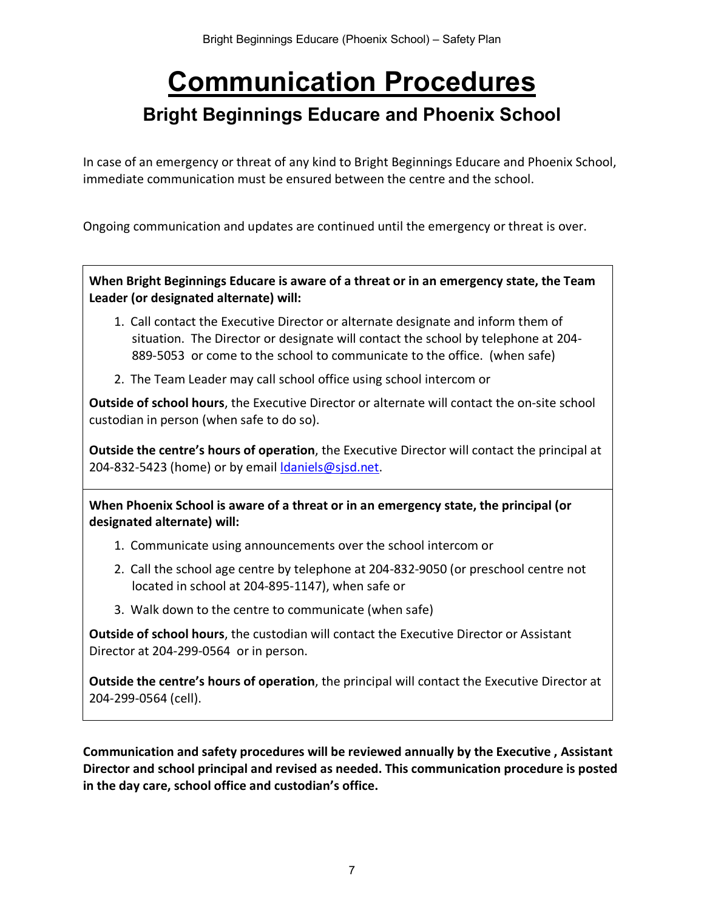# Communication Procedures

## Bright Beginnings Educare and Phoenix School

In case of an emergency or threat of any kind to Bright Beginnings Educare and Phoenix School, immediate communication must be ensured between the centre and the school.

Ongoing communication and updates are continued until the emergency or threat is over.

**When Bright Beginnings Educare is aware of a threat or in an emergency state, the Team Leader (or designated alternate) will:**

1. Call contact the Executive Director or alternate designate and inform them of situation. The Director or designate will contact the school by telephone at 204-889-5053 or come to the school to communicate to the office. (when safe)
2. The Team Leader may call school office using school intercom or

**Outside of school hours**, the Executive Director or alternate will contact the on-site school custodian in person (when safe to do so).

**Outside the centre's hours of operation**, the Executive Director will contact the principal at 204-832-5423 (home) or by email [ldaniels@sjsd.net](mailto:ldaniels@sjsd.net).

**When Phoenix School is aware of a threat or in an emergency state, the principal (or designated alternate) will:**

1. Communicate using announcements over the school intercom or
2. Call the school age centre by telephone at 204-832-9050 (or preschool centre not located in school at 204-895-1147), when safe or
3. Walk down to the centre to communicate (when safe)

**Outside of school hours**, the custodian will contact the Executive Director or Assistant Director at 204-299-0564 or in person.

**Outside the centre's hours of operation**, the principal will contact the Executive Director at 204-299-0564 (cell).

**Communication and safety procedures will be reviewed annually by the Executive , Assistant Director and school principal and revised as needed. This communication procedure is posted in the day care, school office and custodian's office.**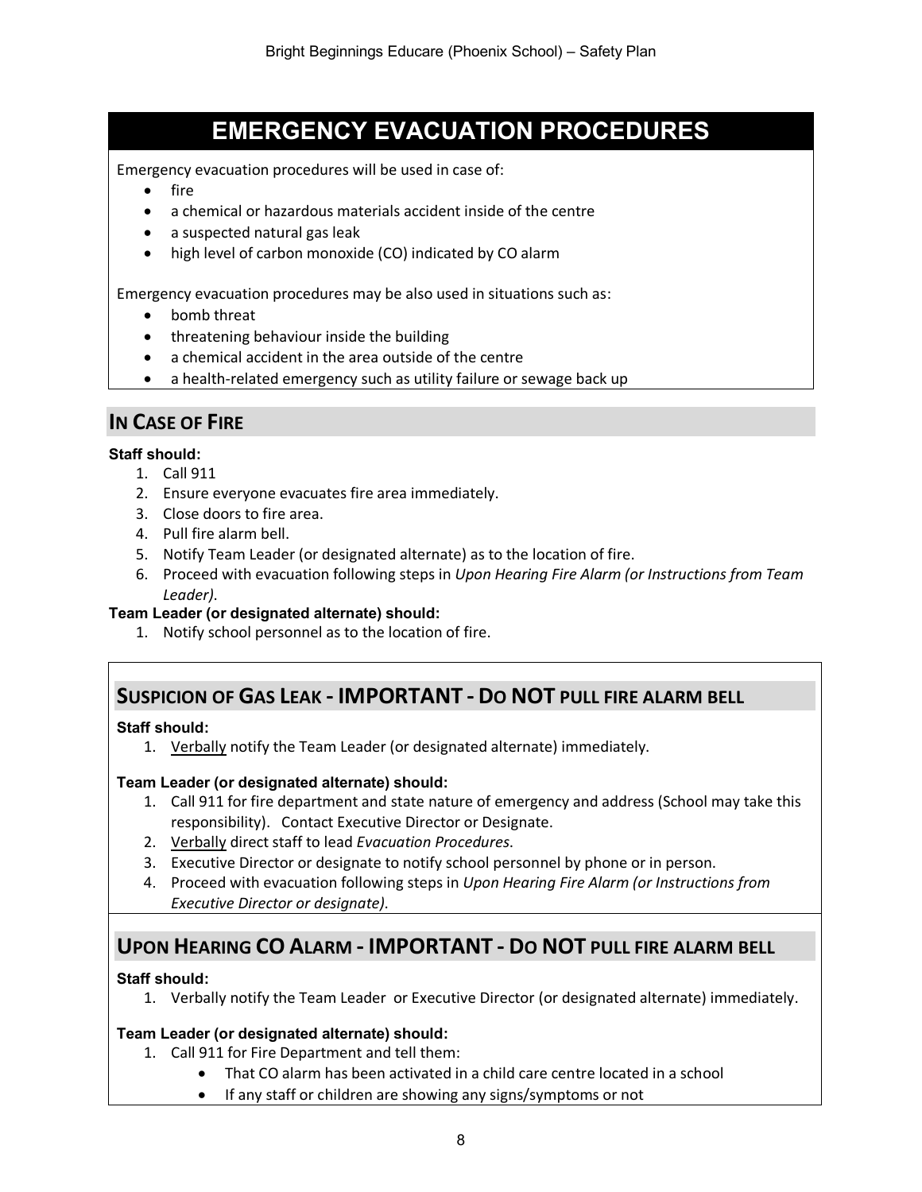# EMERGENCY EVACUATION PROCEDURES

Emergency evacuation procedures will be used in case of:

- fire
- a chemical or hazardous materials accident inside of the centre
- a suspected natural gas leak
- high level of carbon monoxide (CO) indicated by CO alarm

Emergency evacuation procedures may be also used in situations such as:

- bomb threat
- threatening behaviour inside the building
- a chemical accident in the area outside of the centre
- a health-related emergency such as utility failure or sewage back up

## IN CASE OF FIRE

**Staff should:**

1. Call 911
2. Ensure everyone evacuates fire area immediately.
3. Close doors to fire area.
4. Pull fire alarm bell.
5. Notify Team Leader (or designated alternate) as to the location of fire.
6. Proceed with evacuation following steps in *Upon Hearing Fire Alarm (or Instructions from Team Leader).*

**Team Leader (or designated alternate) should:**

1. Notify school personnel as to the location of fire.

## SUSPICION OF GAS LEAK - IMPORTANT - DO NOT PULL FIRE ALARM BELL

**Staff should:**

1. Verbally notify the Team Leader (or designated alternate) immediately.

**Team Leader (or designated alternate) should:**

1. Call 911 for fire department and state nature of emergency and address (School may take this responsibility). Contact Executive Director or Designate.
2. Verbally direct staff to lead *Evacuation Procedures.*
3. Executive Director or designate to notify school personnel by phone or in person.
4. Proceed with evacuation following steps in *Upon Hearing Fire Alarm (or Instructions from Executive Director or designate).*

## UPON HEARING CO ALARM - IMPORTANT - DO NOT PULL FIRE ALARM BELL

**Staff should:**

1. Verbally notify the Team Leader or Executive Director (or designated alternate) immediately.

**Team Leader (or designated alternate) should:**

1. Call 911 for Fire Department and tell them:
   - That CO alarm has been activated in a child care centre located in a school
   - If any staff or children are showing any signs/symptoms or not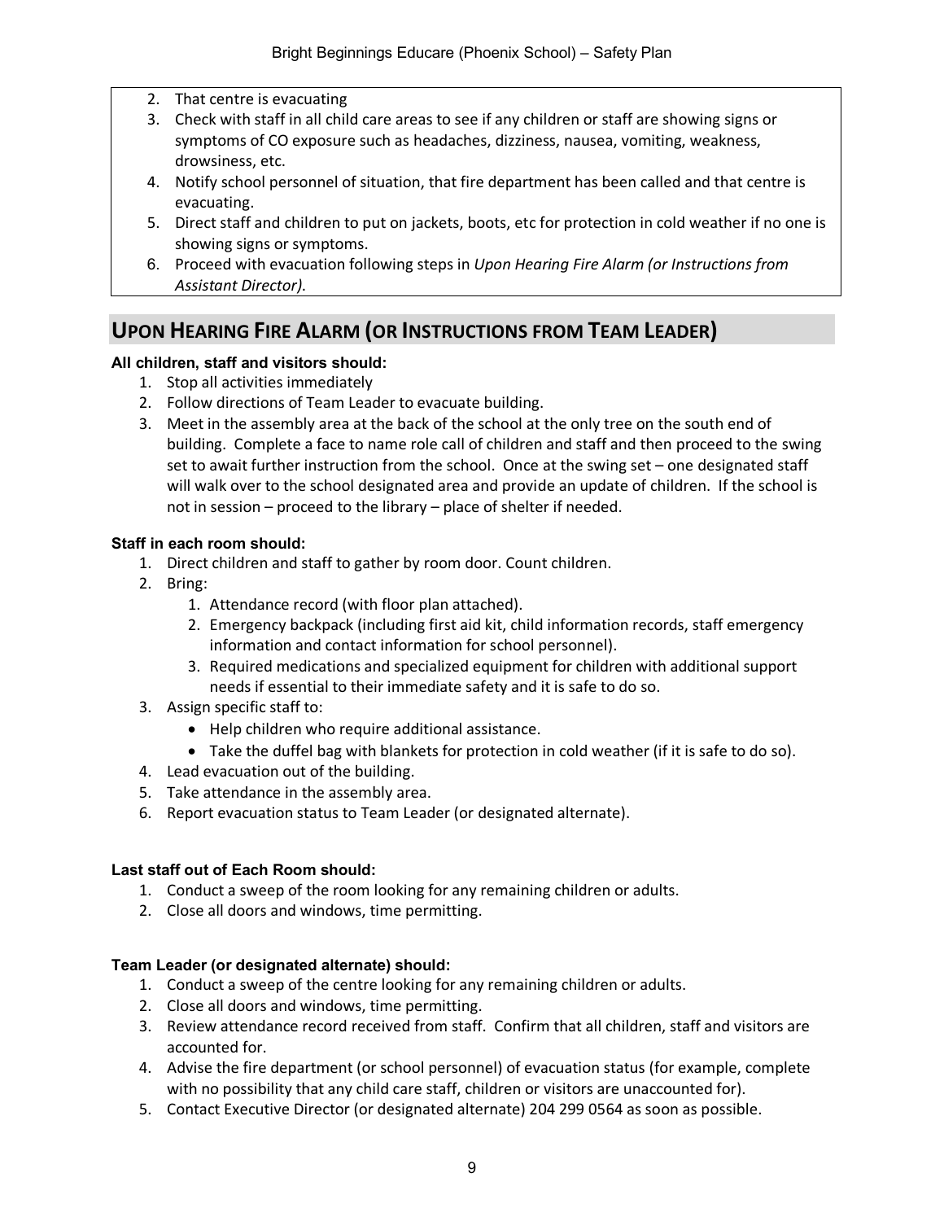2. That centre is evacuating
3. Check with staff in all child care areas to see if any children or staff are showing signs or symptoms of CO exposure such as headaches, dizziness, nausea, vomiting, weakness, drowsiness, etc.
4. Notify school personnel of situation, that fire department has been called and that centre is evacuating.
5. Direct staff and children to put on jackets, boots, etc for protection in cold weather if no one is showing signs or symptoms.
6. Proceed with evacuation following steps in *Upon Hearing Fire Alarm (or Instructions from Assistant Director)*.

## UPON HEARING FIRE ALARM (OR INSTRUCTIONS FROM TEAM LEADER)

**All children, staff and visitors should:**

1. Stop all activities immediately
2. Follow directions of Team Leader to evacuate building.
3. Meet in the assembly area at the back of the school at the only tree on the south end of building. Complete a face to name role call of children and staff and then proceed to the swing set to await further instruction from the school. Once at the swing set – one designated staff will walk over to the school designated area and provide an update of children. If the school is not in session – proceed to the library – place of shelter if needed.

**Staff in each room should:**

1. Direct children and staff to gather by room door. Count children.
2. Bring:
   1. Attendance record (with floor plan attached).
   2. Emergency backpack (including first aid kit, child information records, staff emergency information and contact information for school personnel).
   3. Required medications and specialized equipment for children with additional support needs if essential to their immediate safety and it is safe to do so.
3. Assign specific staff to:
   - Help children who require additional assistance.
   - Take the duffel bag with blankets for protection in cold weather (if it is safe to do so).
4. Lead evacuation out of the building.
5. Take attendance in the assembly area.
6. Report evacuation status to Team Leader (or designated alternate).

**Last staff out of Each Room should:**

1. Conduct a sweep of the room looking for any remaining children or adults.
2. Close all doors and windows, time permitting.

**Team Leader (or designated alternate) should:**

1. Conduct a sweep of the centre looking for any remaining children or adults.
2. Close all doors and windows, time permitting.
3. Review attendance record received from staff. Confirm that all children, staff and visitors are accounted for.
4. Advise the fire department (or school personnel) of evacuation status (for example, complete with no possibility that any child care staff, children or visitors are unaccounted for).
5. Contact Executive Director (or designated alternate) 204 299 0564 as soon as possible.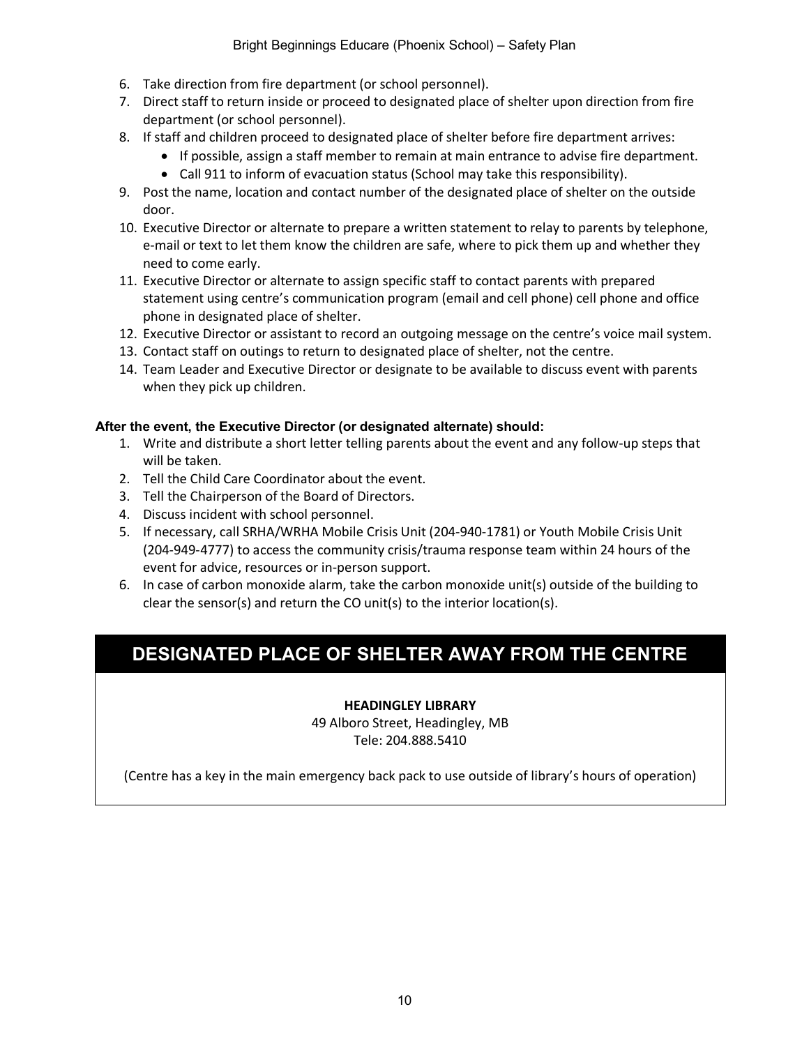6. Take direction from fire department (or school personnel).
7. Direct staff to return inside or proceed to designated place of shelter upon direction from fire department (or school personnel).
8. If staff and children proceed to designated place of shelter before fire department arrives:
   - If possible, assign a staff member to remain at main entrance to advise fire department.
   - Call 911 to inform of evacuation status (School may take this responsibility).
9. Post the name, location and contact number of the designated place of shelter on the outside door.
10. Executive Director or alternate to prepare a written statement to relay to parents by telephone, e-mail or text to let them know the children are safe, where to pick them up and whether they need to come early.
11. Executive Director or alternate to assign specific staff to contact parents with prepared statement using centre's communication program (email and cell phone) cell phone and office phone in designated place of shelter.
12. Executive Director or assistant to record an outgoing message on the centre's voice mail system.
13. Contact staff on outings to return to designated place of shelter, not the centre.
14. Team Leader and Executive Director or designate to be available to discuss event with parents when they pick up children.

**After the event, the Executive Director (or designated alternate) should:**

1. Write and distribute a short letter telling parents about the event and any follow-up steps that will be taken.
2. Tell the Child Care Coordinator about the event.
3. Tell the Chairperson of the Board of Directors.
4. Discuss incident with school personnel.
5. If necessary, call SRHA/WRHA Mobile Crisis Unit (204-940-1781) or Youth Mobile Crisis Unit (204-949-4777) to access the community crisis/trauma response team within 24 hours of the event for advice, resources or in-person support.
6. In case of carbon monoxide alarm, take the carbon monoxide unit(s) outside of the building to clear the sensor(s) and return the CO unit(s) to the interior location(s).

## DESIGNATED PLACE OF SHELTER AWAY FROM THE CENTRE

**HEADINGLEY LIBRARY**

49 Alboro Street, Headingley, MB

Tele: 204.888.5410

(Centre has a key in the main emergency back pack to use outside of library's hours of operation)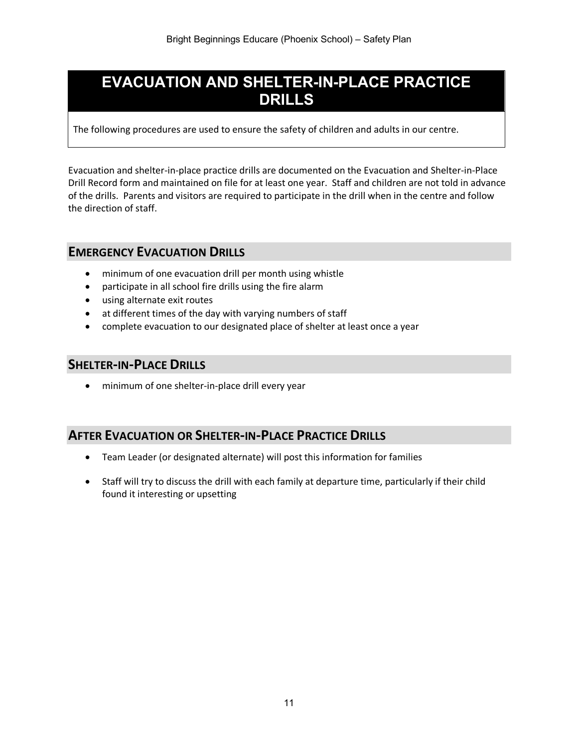# EVACUATION AND SHELTER-IN-PLACE PRACTICE DRILLS

The following procedures are used to ensure the safety of children and adults in our centre.

Evacuation and shelter-in-place practice drills are documented on the Evacuation and Shelter-in-Place Drill Record form and maintained on file for at least one year. Staff and children are not told in advance of the drills. Parents and visitors are required to participate in the drill when in the centre and follow the direction of staff.

## EMERGENCY EVACUATION DRILLS

- minimum of one evacuation drill per month using whistle
- participate in all school fire drills using the fire alarm
- using alternate exit routes
- at different times of the day with varying numbers of staff
- complete evacuation to our designated place of shelter at least once a year

## SHELTER-IN-PLACE DRILLS

- minimum of one shelter-in-place drill every year

## AFTER EVACUATION OR SHELTER-IN-PLACE PRACTICE DRILLS

- Team Leader (or designated alternate) will post this information for families
- Staff will try to discuss the drill with each family at departure time, particularly if their child found it interesting or upsetting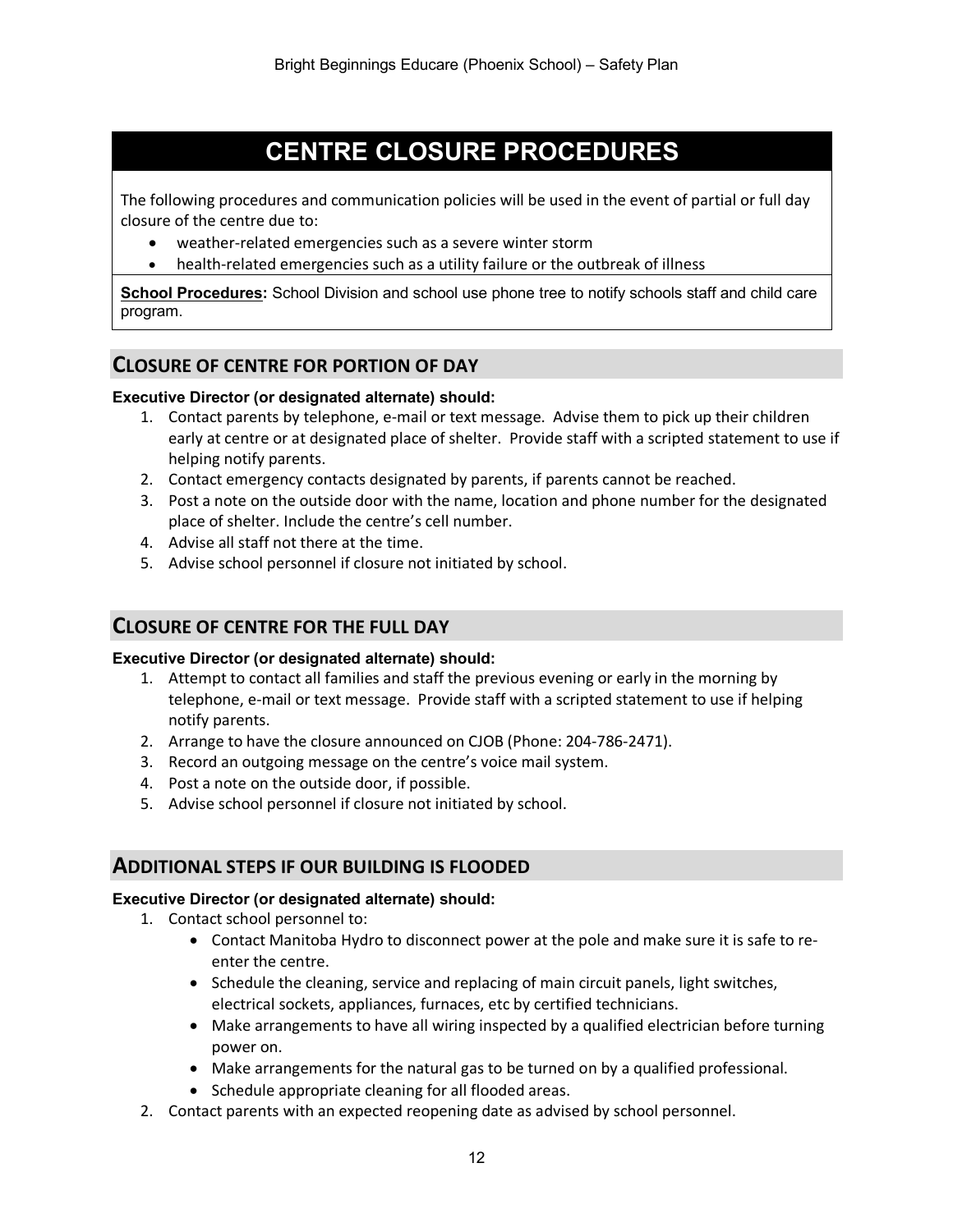# CENTRE CLOSURE PROCEDURES

The following procedures and communication policies will be used in the event of partial or full day closure of the centre due to:

- weather-related emergencies such as a severe winter storm
- health-related emergencies such as a utility failure or the outbreak of illness

**School Procedures:** School Division and school use phone tree to notify schools staff and child care program.

## CLOSURE OF CENTRE FOR PORTION OF DAY

**Executive Director (or designated alternate) should:**

1. Contact parents by telephone, e-mail or text message. Advise them to pick up their children early at centre or at designated place of shelter. Provide staff with a scripted statement to use if helping notify parents.
2. Contact emergency contacts designated by parents, if parents cannot be reached.
3. Post a note on the outside door with the name, location and phone number for the designated place of shelter. Include the centre's cell number.
4. Advise all staff not there at the time.
5. Advise school personnel if closure not initiated by school.

## CLOSURE OF CENTRE FOR THE FULL DAY

**Executive Director (or designated alternate) should:**

1. Attempt to contact all families and staff the previous evening or early in the morning by telephone, e-mail or text message. Provide staff with a scripted statement to use if helping notify parents.
2. Arrange to have the closure announced on CJOB (Phone: 204-786-2471).
3. Record an outgoing message on the centre's voice mail system.
4. Post a note on the outside door, if possible.
5. Advise school personnel if closure not initiated by school.

## ADDITIONAL STEPS IF OUR BUILDING IS FLOODED

**Executive Director (or designated alternate) should:**

1. Contact school personnel to:
   - Contact Manitoba Hydro to disconnect power at the pole and make sure it is safe to re-enter the centre.
   - Schedule the cleaning, service and replacing of main circuit panels, light switches, electrical sockets, appliances, furnaces, etc by certified technicians.
   - Make arrangements to have all wiring inspected by a qualified electrician before turning power on.
   - Make arrangements for the natural gas to be turned on by a qualified professional.
   - Schedule appropriate cleaning for all flooded areas.
2. Contact parents with an expected reopening date as advised by school personnel.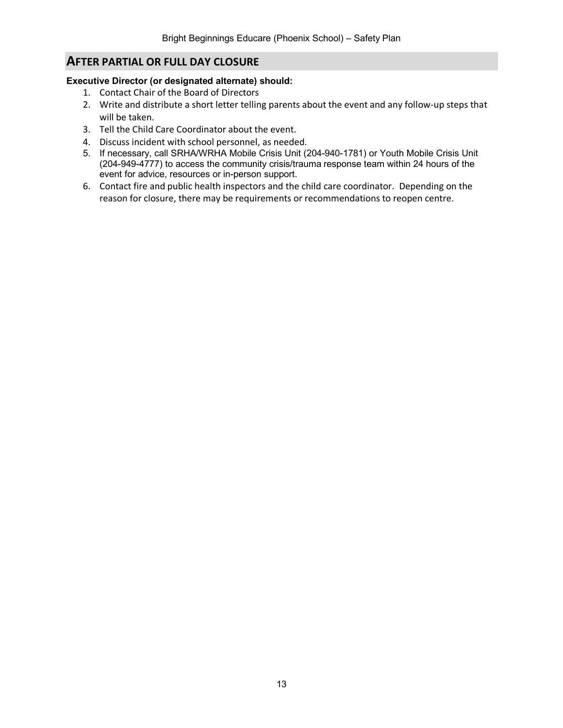## AFTER PARTIAL OR FULL DAY CLOSURE

**Executive Director (or designated alternate) should:**

1. Contact Chair of the Board of Directors
2. Write and distribute a short letter telling parents about the event and any follow-up steps that will be taken.
3. Tell the Child Care Coordinator about the event.
4. Discuss incident with school personnel, as needed.
5. If necessary, call SRHA/WRHA Mobile Crisis Unit (204-940-1781) or Youth Mobile Crisis Unit (204-949-4777) to access the community crisis/trauma response team within 24 hours of the event for advice, resources or in-person support.
6. Contact fire and public health inspectors and the child care coordinator. Depending on the reason for closure, there may be requirements or recommendations to reopen centre.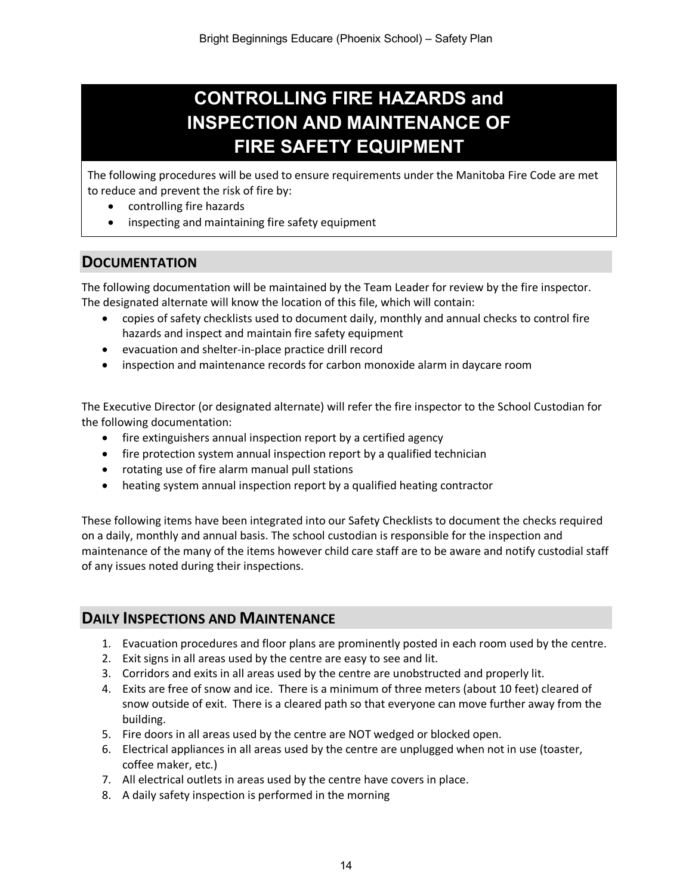# CONTROLLING FIRE HAZARDS and INSPECTION AND MAINTENANCE OF FIRE SAFETY EQUIPMENT

The following procedures will be used to ensure requirements under the Manitoba Fire Code are met to reduce and prevent the risk of fire by:

- controlling fire hazards
- inspecting and maintaining fire safety equipment

## DOCUMENTATION

The following documentation will be maintained by the Team Leader for review by the fire inspector. The designated alternate will know the location of this file, which will contain:

- copies of safety checklists used to document daily, monthly and annual checks to control fire hazards and inspect and maintain fire safety equipment
- evacuation and shelter-in-place practice drill record
- inspection and maintenance records for carbon monoxide alarm in daycare room

The Executive Director (or designated alternate) will refer the fire inspector to the School Custodian for the following documentation:

- fire extinguishers annual inspection report by a certified agency
- fire protection system annual inspection report by a qualified technician
- rotating use of fire alarm manual pull stations
- heating system annual inspection report by a qualified heating contractor

These following items have been integrated into our Safety Checklists to document the checks required on a daily, monthly and annual basis. The school custodian is responsible for the inspection and maintenance of the many of the items however child care staff are to be aware and notify custodial staff of any issues noted during their inspections.

## DAILY INSPECTIONS AND MAINTENANCE

1. Evacuation procedures and floor plans are prominently posted in each room used by the centre.
2. Exit signs in all areas used by the centre are easy to see and lit.
3. Corridors and exits in all areas used by the centre are unobstructed and properly lit.
4. Exits are free of snow and ice. There is a minimum of three meters (about 10 feet) cleared of snow outside of exit. There is a cleared path so that everyone can move further away from the building.
5. Fire doors in all areas used by the centre are NOT wedged or blocked open.
6. Electrical appliances in all areas used by the centre are unplugged when not in use (toaster, coffee maker, etc.)
7. All electrical outlets in areas used by the centre have covers in place.
8. A daily safety inspection is performed in the morning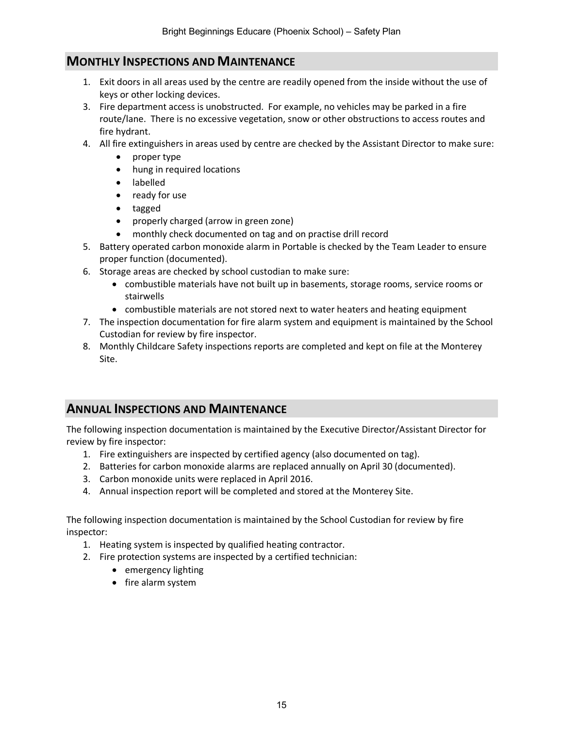## MONTHLY INSPECTIONS AND MAINTENANCE

1. Exit doors in all areas used by the centre are readily opened from the inside without the use of keys or other locking devices.
3. Fire department access is unobstructed. For example, no vehicles may be parked in a fire route/lane. There is no excessive vegetation, snow or other obstructions to access routes and fire hydrant.
4. All fire extinguishers in areas used by centre are checked by the Assistant Director to make sure:
    - proper type
    - hung in required locations
    - labelled
    - ready for use
    - tagged
    - properly charged (arrow in green zone)
    - monthly check documented on tag and on practise drill record
5. Battery operated carbon monoxide alarm in Portable is checked by the Team Leader to ensure proper function (documented).
6. Storage areas are checked by school custodian to make sure:
    - combustible materials have not built up in basements, storage rooms, service rooms or stairwells
    - combustible materials are not stored next to water heaters and heating equipment
7. The inspection documentation for fire alarm system and equipment is maintained by the School Custodian for review by fire inspector.
8. Monthly Childcare Safety inspections reports are completed and kept on file at the Monterey Site.

## ANNUAL INSPECTIONS AND MAINTENANCE

The following inspection documentation is maintained by the Executive Director/Assistant Director for review by fire inspector:

1. Fire extinguishers are inspected by certified agency (also documented on tag).
2. Batteries for carbon monoxide alarms are replaced annually on April 30 (documented).
3. Carbon monoxide units were replaced in April 2016.
4. Annual inspection report will be completed and stored at the Monterey Site.

The following inspection documentation is maintained by the School Custodian for review by fire inspector:

1. Heating system is inspected by qualified heating contractor.
2. Fire protection systems are inspected by a certified technician:
    - emergency lighting
    - fire alarm system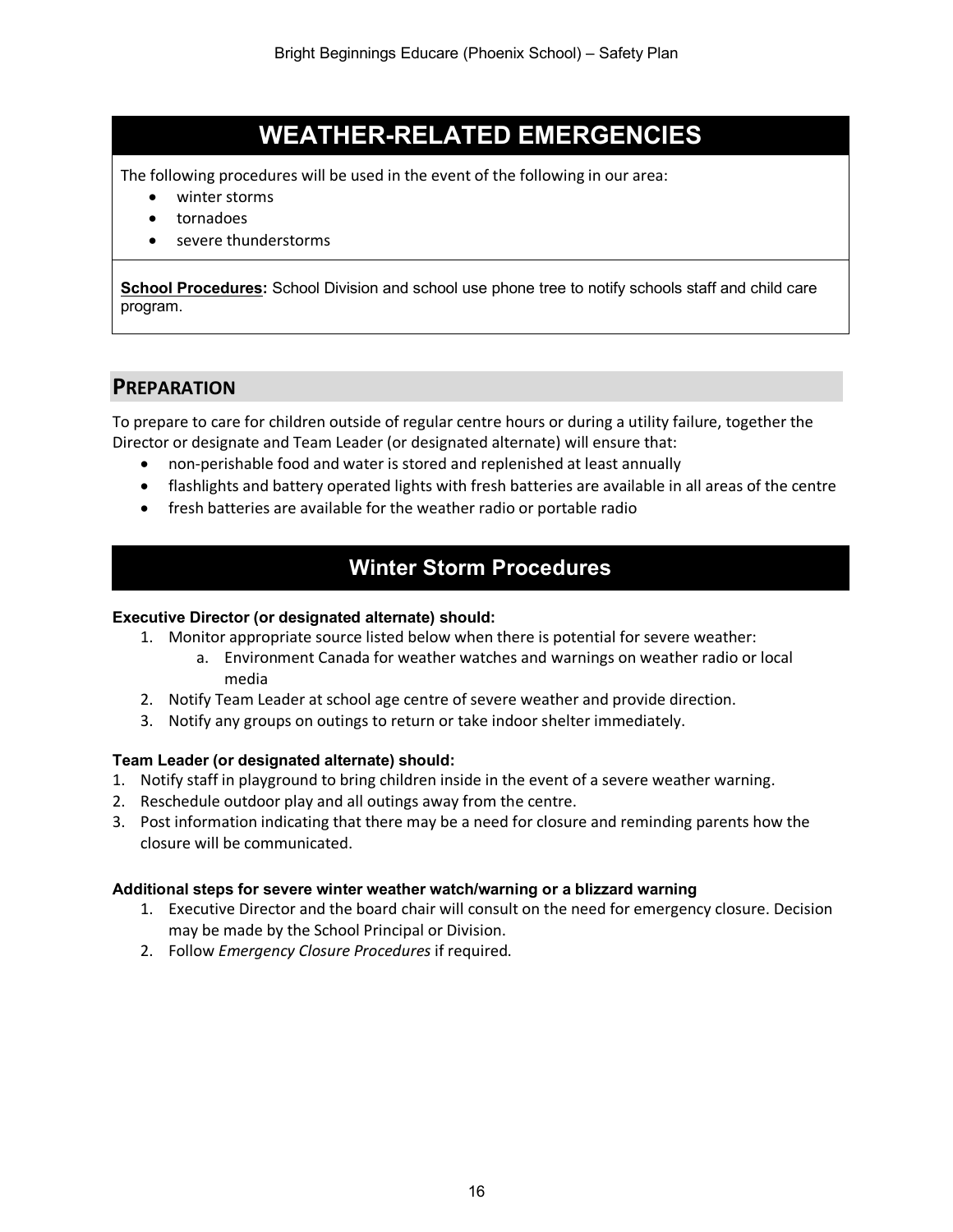# WEATHER-RELATED EMERGENCIES

The following procedures will be used in the event of the following in our area:

- winter storms
- tornadoes
- severe thunderstorms

**School Procedures:** School Division and school use phone tree to notify schools staff and child care program.

## PREPARATION

To prepare to care for children outside of regular centre hours or during a utility failure, together the Director or designate and Team Leader (or designated alternate) will ensure that:

- non-perishable food and water is stored and replenished at least annually
- flashlights and battery operated lights with fresh batteries are available in all areas of the centre
- fresh batteries are available for the weather radio or portable radio

# Winter Storm Procedures

**Executive Director (or designated alternate) should:**

1. Monitor appropriate source listed below when there is potential for severe weather:
   a. Environment Canada for weather watches and warnings on weather radio or local media
2. Notify Team Leader at school age centre of severe weather and provide direction.
3. Notify any groups on outings to return or take indoor shelter immediately.

**Team Leader (or designated alternate) should:**

1. Notify staff in playground to bring children inside in the event of a severe weather warning.
2. Reschedule outdoor play and all outings away from the centre.
3. Post information indicating that there may be a need for closure and reminding parents how the closure will be communicated.

**Additional steps for severe winter weather watch/warning or a blizzard warning**

1. Executive Director and the board chair will consult on the need for emergency closure. Decision may be made by the School Principal or Division.
2. Follow *Emergency Closure Procedures* if required.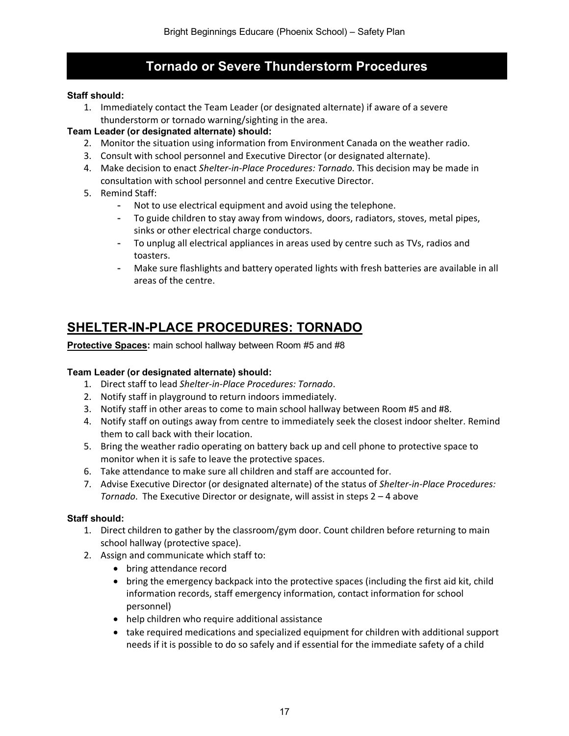## Tornado or Severe Thunderstorm Procedures

**Staff should:**

1. Immediately contact the Team Leader (or designated alternate) if aware of a severe thunderstorm or tornado warning/sighting in the area.

**Team Leader (or designated alternate) should:**

2. Monitor the situation using information from Environment Canada on the weather radio.
3. Consult with school personnel and Executive Director (or designated alternate).
4. Make decision to enact *Shelter-in-Place Procedures: Tornado*. This decision may be made in consultation with school personnel and centre Executive Director.
5. Remind Staff:
    - Not to use electrical equipment and avoid using the telephone.
    - To guide children to stay away from windows, doors, radiators, stoves, metal pipes, sinks or other electrical charge conductors.
    - To unplug all electrical appliances in areas used by centre such as TVs, radios and toasters.
    - Make sure flashlights and battery operated lights with fresh batteries are available in all areas of the centre.

## SHELTER-IN-PLACE PROCEDURES: TORNADO

**Protective Spaces:** main school hallway between Room #5 and #8

**Team Leader (or designated alternate) should:**

1. Direct staff to lead *Shelter-in-Place Procedures: Tornado*.
2. Notify staff in playground to return indoors immediately.
3. Notify staff in other areas to come to main school hallway between Room #5 and #8.
4. Notify staff on outings away from centre to immediately seek the closest indoor shelter. Remind them to call back with their location.
5. Bring the weather radio operating on battery back up and cell phone to protective space to monitor when it is safe to leave the protective spaces.
6. Take attendance to make sure all children and staff are accounted for.
7. Advise Executive Director (or designated alternate) of the status of *Shelter-in-Place Procedures: Tornado*. The Executive Director or designate, will assist in steps 2 – 4 above

**Staff should:**

1. Direct children to gather by the classroom/gym door. Count children before returning to main school hallway (protective space).
2. Assign and communicate which staff to:
    - bring attendance record
    - bring the emergency backpack into the protective spaces (including the first aid kit, child information records, staff emergency information, contact information for school personnel)
    - help children who require additional assistance
    - take required medications and specialized equipment for children with additional support needs if it is possible to do so safely and if essential for the immediate safety of a child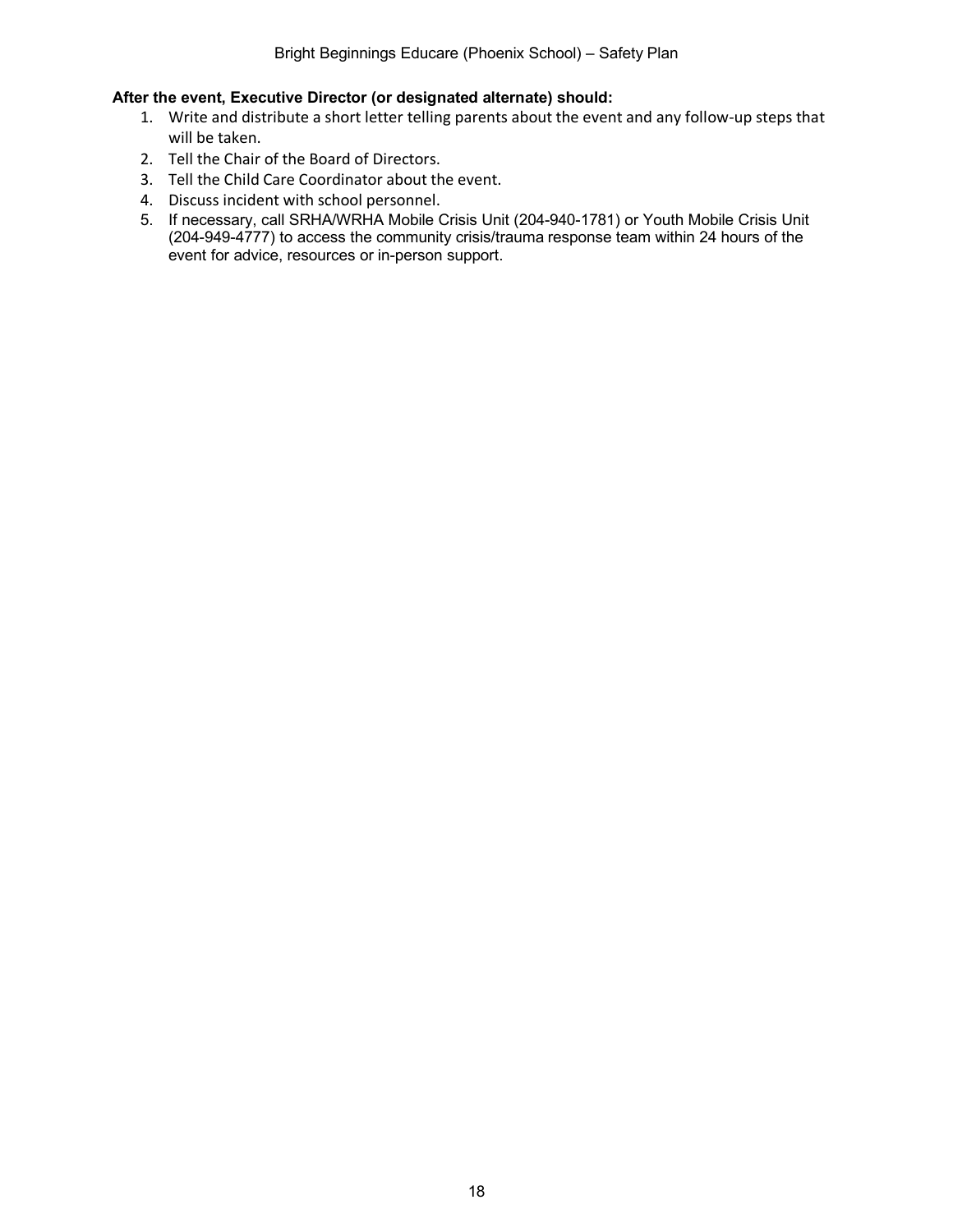**After the event, Executive Director (or designated alternate) should:**

1. Write and distribute a short letter telling parents about the event and any follow-up steps that will be taken.
2. Tell the Chair of the Board of Directors.
3. Tell the Child Care Coordinator about the event.
4. Discuss incident with school personnel.
5. If necessary, call SRHA/WRHA Mobile Crisis Unit (204-940-1781) or Youth Mobile Crisis Unit (204-949-4777) to access the community crisis/trauma response team within 24 hours of the event for advice, resources or in-person support.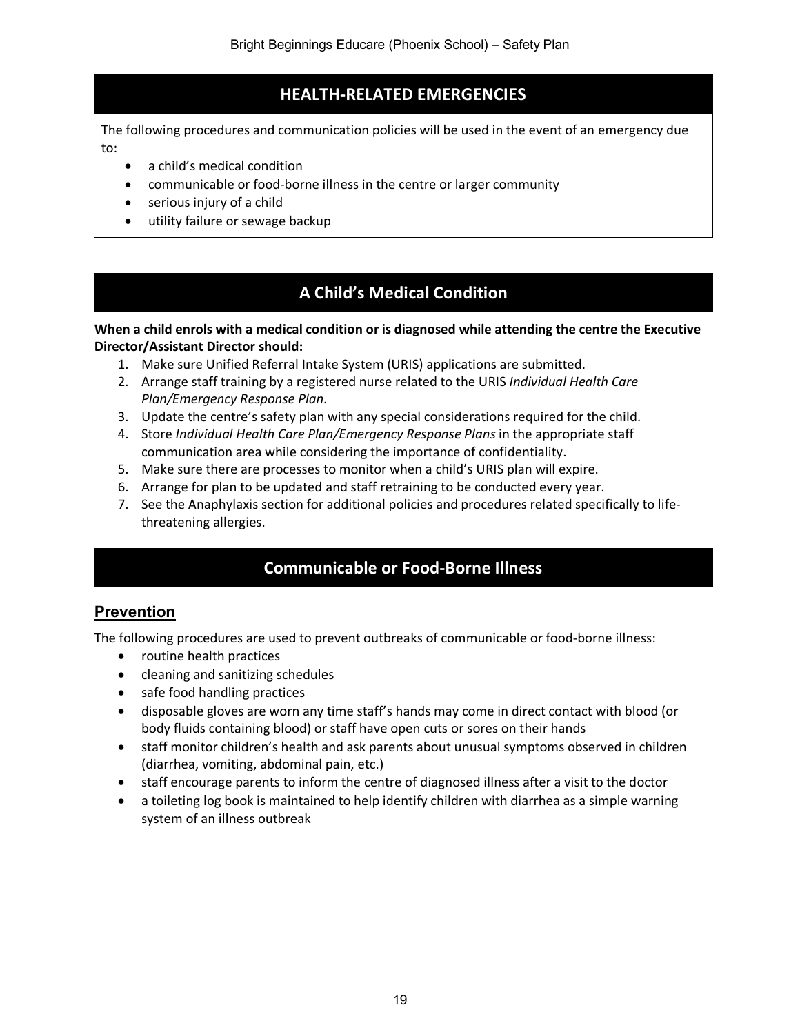## HEALTH-RELATED EMERGENCIES

The following procedures and communication policies will be used in the event of an emergency due to:

- a child's medical condition
- communicable or food-borne illness in the centre or larger community
- serious injury of a child
- utility failure or sewage backup

## A Child's Medical Condition

**When a child enrols with a medical condition or is diagnosed while attending the centre the Executive Director/Assistant Director should:**

1. Make sure Unified Referral Intake System (URIS) applications are submitted.
2. Arrange staff training by a registered nurse related to the URIS *Individual Health Care Plan/Emergency Response Plan*.
3. Update the centre's safety plan with any special considerations required for the child.
4. Store *Individual Health Care Plan/Emergency Response Plans* in the appropriate staff communication area while considering the importance of confidentiality.
5. Make sure there are processes to monitor when a child's URIS plan will expire.
6. Arrange for plan to be updated and staff retraining to be conducted every year.
7. See the Anaphylaxis section for additional policies and procedures related specifically to life-threatening allergies.

## Communicable or Food-Borne Illness

### Prevention

The following procedures are used to prevent outbreaks of communicable or food-borne illness:

- routine health practices
- cleaning and sanitizing schedules
- safe food handling practices
- disposable gloves are worn any time staff's hands may come in direct contact with blood (or body fluids containing blood) or staff have open cuts or sores on their hands
- staff monitor children's health and ask parents about unusual symptoms observed in children (diarrhea, vomiting, abdominal pain, etc.)
- staff encourage parents to inform the centre of diagnosed illness after a visit to the doctor
- a toileting log book is maintained to help identify children with diarrhea as a simple warning system of an illness outbreak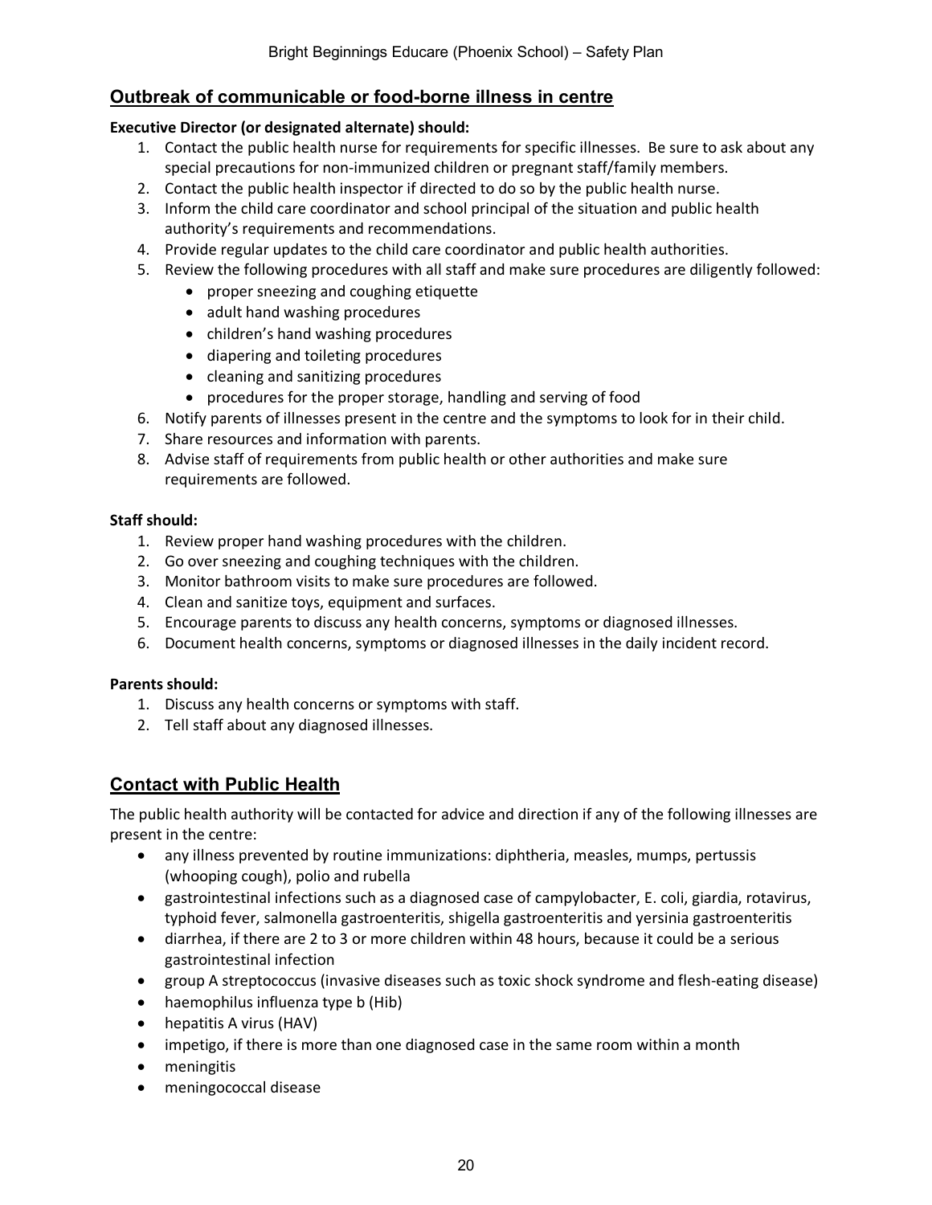## Outbreak of communicable or food-borne illness in centre

**Executive Director (or designated alternate) should:**

1. Contact the public health nurse for requirements for specific illnesses. Be sure to ask about any special precautions for non-immunized children or pregnant staff/family members.
2. Contact the public health inspector if directed to do so by the public health nurse.
3. Inform the child care coordinator and school principal of the situation and public health authority's requirements and recommendations.
4. Provide regular updates to the child care coordinator and public health authorities.
5. Review the following procedures with all staff and make sure procedures are diligently followed:
   - proper sneezing and coughing etiquette
   - adult hand washing procedures
   - children's hand washing procedures
   - diapering and toileting procedures
   - cleaning and sanitizing procedures
   - procedures for the proper storage, handling and serving of food
6. Notify parents of illnesses present in the centre and the symptoms to look for in their child.
7. Share resources and information with parents.
8. Advise staff of requirements from public health or other authorities and make sure requirements are followed.

**Staff should:**

1. Review proper hand washing procedures with the children.
2. Go over sneezing and coughing techniques with the children.
3. Monitor bathroom visits to make sure procedures are followed.
4. Clean and sanitize toys, equipment and surfaces.
5. Encourage parents to discuss any health concerns, symptoms or diagnosed illnesses.
6. Document health concerns, symptoms or diagnosed illnesses in the daily incident record.

**Parents should:**

1. Discuss any health concerns or symptoms with staff.
2. Tell staff about any diagnosed illnesses.

## Contact with Public Health

The public health authority will be contacted for advice and direction if any of the following illnesses are present in the centre:

- any illness prevented by routine immunizations: diphtheria, measles, mumps, pertussis (whooping cough), polio and rubella
- gastrointestinal infections such as a diagnosed case of campylobacter, E. coli, giardia, rotavirus, typhoid fever, salmonella gastroenteritis, shigella gastroenteritis and yersinia gastroenteritis
- diarrhea, if there are 2 to 3 or more children within 48 hours, because it could be a serious gastrointestinal infection
- group A streptococcus (invasive diseases such as toxic shock syndrome and flesh-eating disease)
- haemophilus influenza type b (Hib)
- hepatitis A virus (HAV)
- impetigo, if there is more than one diagnosed case in the same room within a month
- meningitis
- meningococcal disease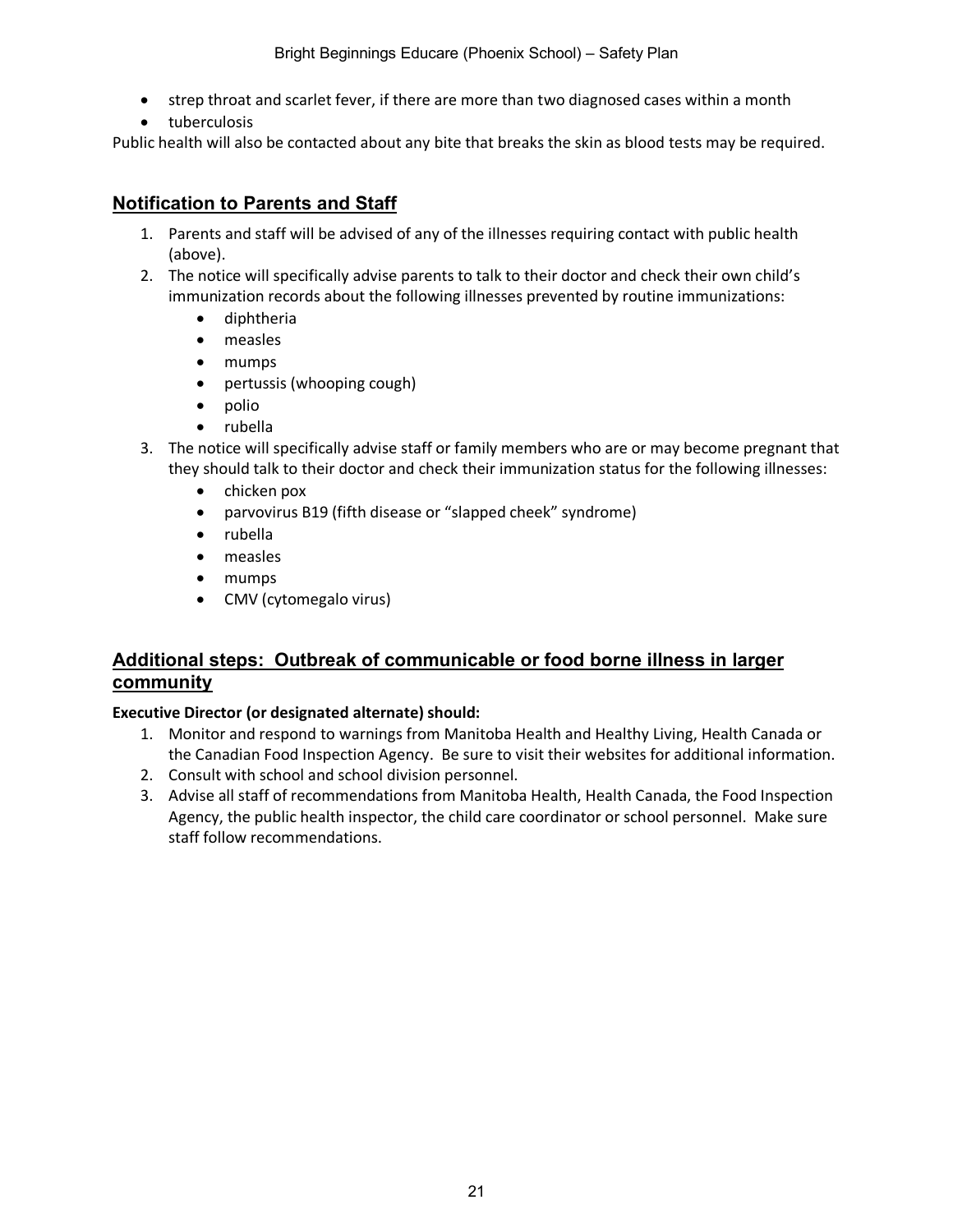- strep throat and scarlet fever, if there are more than two diagnosed cases within a month
- tuberculosis

Public health will also be contacted about any bite that breaks the skin as blood tests may be required.

## Notification to Parents and Staff

1. Parents and staff will be advised of any of the illnesses requiring contact with public health (above).
2. The notice will specifically advise parents to talk to their doctor and check their own child's immunization records about the following illnesses prevented by routine immunizations:
    - diphtheria
    - measles
    - mumps
    - pertussis (whooping cough)
    - polio
    - rubella
3. The notice will specifically advise staff or family members who are or may become pregnant that they should talk to their doctor and check their immunization status for the following illnesses:
    - chicken pox
    - parvovirus B19 (fifth disease or "slapped cheek" syndrome)
    - rubella
    - measles
    - mumps
    - CMV (cytomegalo virus)

## Additional steps: Outbreak of communicable or food borne illness in larger community

**Executive Director (or designated alternate) should:**

1. Monitor and respond to warnings from Manitoba Health and Healthy Living, Health Canada or the Canadian Food Inspection Agency. Be sure to visit their websites for additional information.
2. Consult with school and school division personnel.
3. Advise all staff of recommendations from Manitoba Health, Health Canada, the Food Inspection Agency, the public health inspector, the child care coordinator or school personnel. Make sure staff follow recommendations.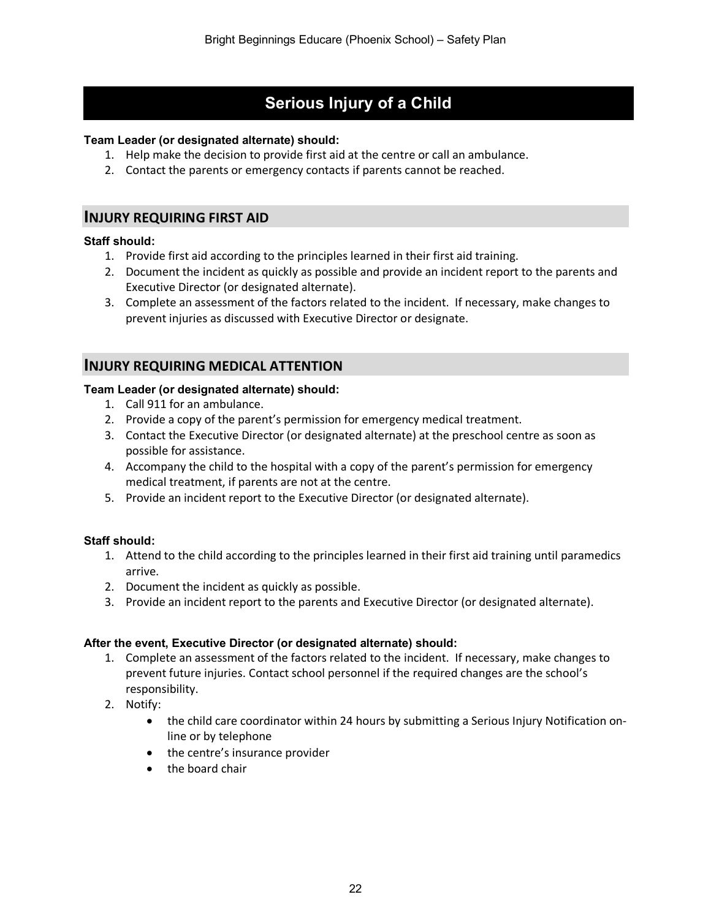# Serious Injury of a Child

**Team Leader (or designated alternate) should:**

1. Help make the decision to provide first aid at the centre or call an ambulance.
2. Contact the parents or emergency contacts if parents cannot be reached.

## Injury Requiring First Aid

**Staff should:**

1. Provide first aid according to the principles learned in their first aid training.
2. Document the incident as quickly as possible and provide an incident report to the parents and Executive Director (or designated alternate).
3. Complete an assessment of the factors related to the incident. If necessary, make changes to prevent injuries as discussed with Executive Director or designate.

## Injury Requiring Medical Attention

**Team Leader (or designated alternate) should:**

1. Call 911 for an ambulance.
2. Provide a copy of the parent's permission for emergency medical treatment.
3. Contact the Executive Director (or designated alternate) at the preschool centre as soon as possible for assistance.
4. Accompany the child to the hospital with a copy of the parent's permission for emergency medical treatment, if parents are not at the centre.
5. Provide an incident report to the Executive Director (or designated alternate).

**Staff should:**

1. Attend to the child according to the principles learned in their first aid training until paramedics arrive.
2. Document the incident as quickly as possible.
3. Provide an incident report to the parents and Executive Director (or designated alternate).

**After the event, Executive Director (or designated alternate) should:**

1. Complete an assessment of the factors related to the incident. If necessary, make changes to prevent future injuries. Contact school personnel if the required changes are the school's responsibility.
2. Notify:
   - the child care coordinator within 24 hours by submitting a Serious Injury Notification on-line or by telephone
   - the centre's insurance provider
   - the board chair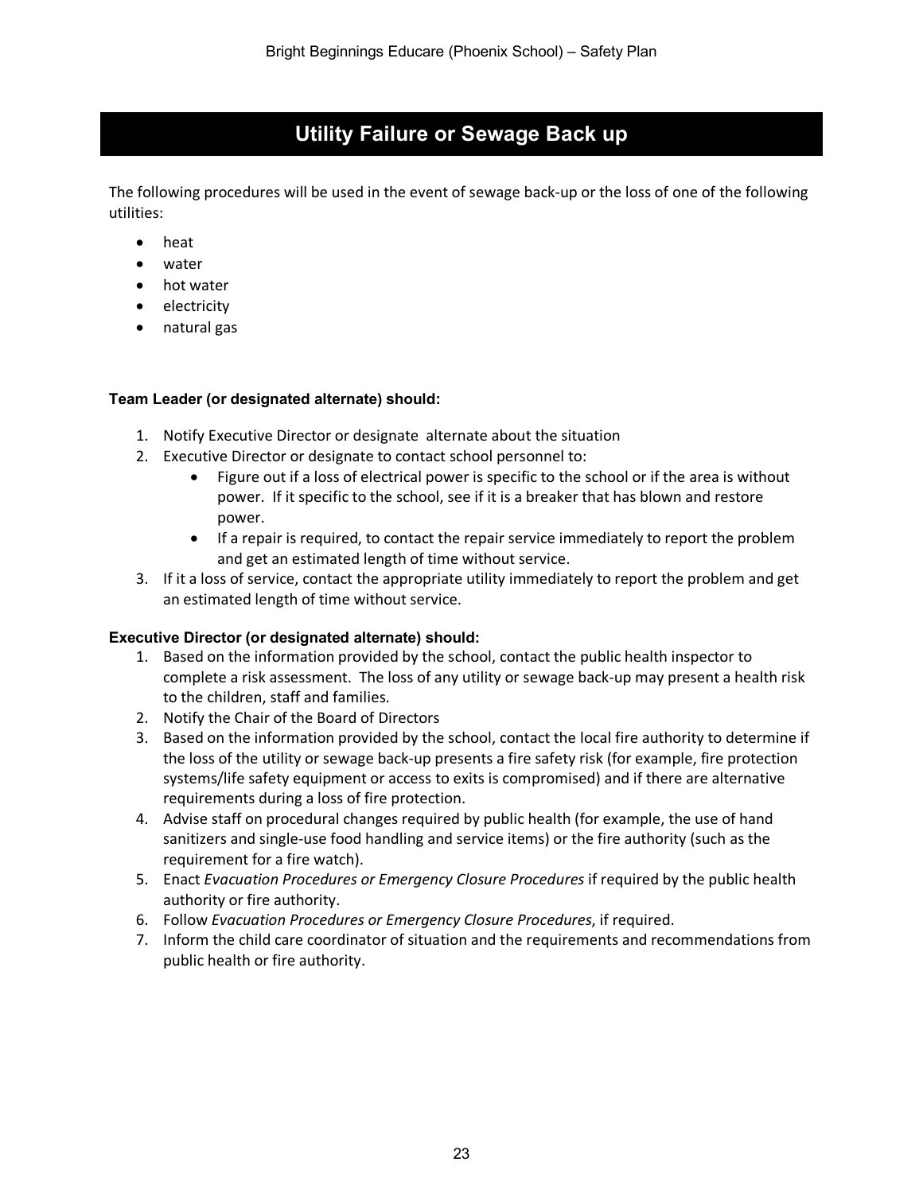# Utility Failure or Sewage Back up

The following procedures will be used in the event of sewage back-up or the loss of one of the following utilities:

- heat
- water
- hot water
- electricity
- natural gas

**Team Leader (or designated alternate) should:**

1. Notify Executive Director or designate alternate about the situation
2. Executive Director or designate to contact school personnel to:
   - Figure out if a loss of electrical power is specific to the school or if the area is without power. If it specific to the school, see if it is a breaker that has blown and restore power.
   - If a repair is required, to contact the repair service immediately to report the problem and get an estimated length of time without service.
3. If it a loss of service, contact the appropriate utility immediately to report the problem and get an estimated length of time without service.

**Executive Director (or designated alternate) should:**

1. Based on the information provided by the school, contact the public health inspector to complete a risk assessment. The loss of any utility or sewage back-up may present a health risk to the children, staff and families.
2. Notify the Chair of the Board of Directors
3. Based on the information provided by the school, contact the local fire authority to determine if the loss of the utility or sewage back-up presents a fire safety risk (for example, fire protection systems/life safety equipment or access to exits is compromised) and if there are alternative requirements during a loss of fire protection.
4. Advise staff on procedural changes required by public health (for example, the use of hand sanitizers and single-use food handling and service items) or the fire authority (such as the requirement for a fire watch).
5. Enact *Evacuation Procedures or Emergency Closure Procedures* if required by the public health authority or fire authority.
6. Follow *Evacuation Procedures or Emergency Closure Procedures*, if required.
7. Inform the child care coordinator of situation and the requirements and recommendations from public health or fire authority.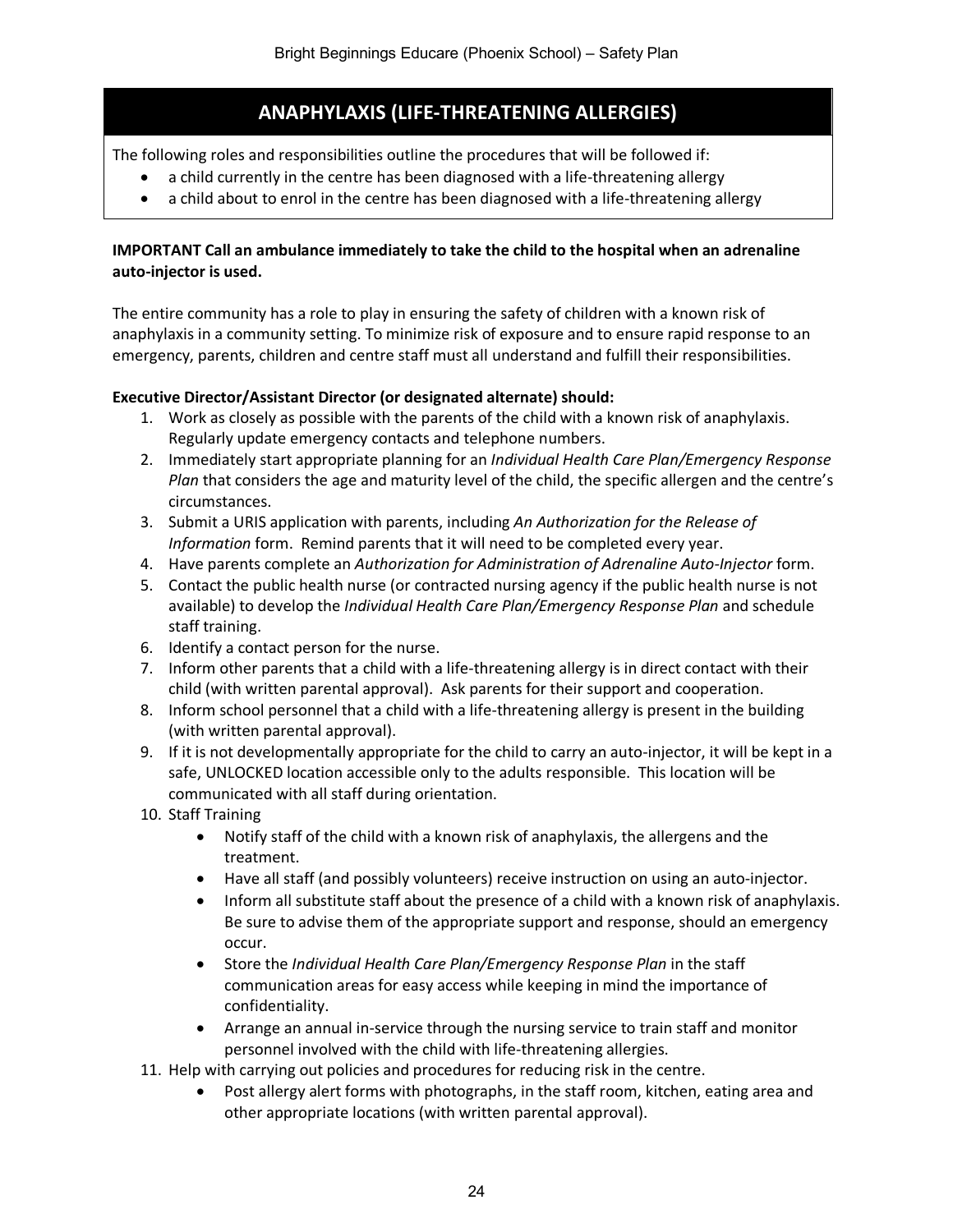## ANAPHYLAXIS (LIFE-THREATENING ALLERGIES)

The following roles and responsibilities outline the procedures that will be followed if:

- a child currently in the centre has been diagnosed with a life-threatening allergy
- a child about to enrol in the centre has been diagnosed with a life-threatening allergy

**IMPORTANT Call an ambulance immediately to take the child to the hospital when an adrenaline auto-injector is used.**

The entire community has a role to play in ensuring the safety of children with a known risk of anaphylaxis in a community setting. To minimize risk of exposure and to ensure rapid response to an emergency, parents, children and centre staff must all understand and fulfill their responsibilities.

**Executive Director/Assistant Director (or designated alternate) should:**

1. Work as closely as possible with the parents of the child with a known risk of anaphylaxis. Regularly update emergency contacts and telephone numbers.
2. Immediately start appropriate planning for an *Individual Health Care Plan/Emergency Response Plan* that considers the age and maturity level of the child, the specific allergen and the centre's circumstances.
3. Submit a URIS application with parents, including *An Authorization for the Release of Information* form. Remind parents that it will need to be completed every year.
4. Have parents complete an *Authorization for Administration of Adrenaline Auto-Injector* form.
5. Contact the public health nurse (or contracted nursing agency if the public health nurse is not available) to develop the *Individual Health Care Plan/Emergency Response Plan* and schedule staff training.
6. Identify a contact person for the nurse.
7. Inform other parents that a child with a life-threatening allergy is in direct contact with their child (with written parental approval). Ask parents for their support and cooperation.
8. Inform school personnel that a child with a life-threatening allergy is present in the building (with written parental approval).
9. If it is not developmentally appropriate for the child to carry an auto-injector, it will be kept in a safe, UNLOCKED location accessible only to the adults responsible. This location will be communicated with all staff during orientation.
10. Staff Training
    - Notify staff of the child with a known risk of anaphylaxis, the allergens and the treatment.
    - Have all staff (and possibly volunteers) receive instruction on using an auto-injector.
    - Inform all substitute staff about the presence of a child with a known risk of anaphylaxis. Be sure to advise them of the appropriate support and response, should an emergency occur.
    - Store the *Individual Health Care Plan/Emergency Response Plan* in the staff communication areas for easy access while keeping in mind the importance of confidentiality.
    - Arrange an annual in-service through the nursing service to train staff and monitor personnel involved with the child with life-threatening allergies.
11. Help with carrying out policies and procedures for reducing risk in the centre.
    - Post allergy alert forms with photographs, in the staff room, kitchen, eating area and other appropriate locations (with written parental approval).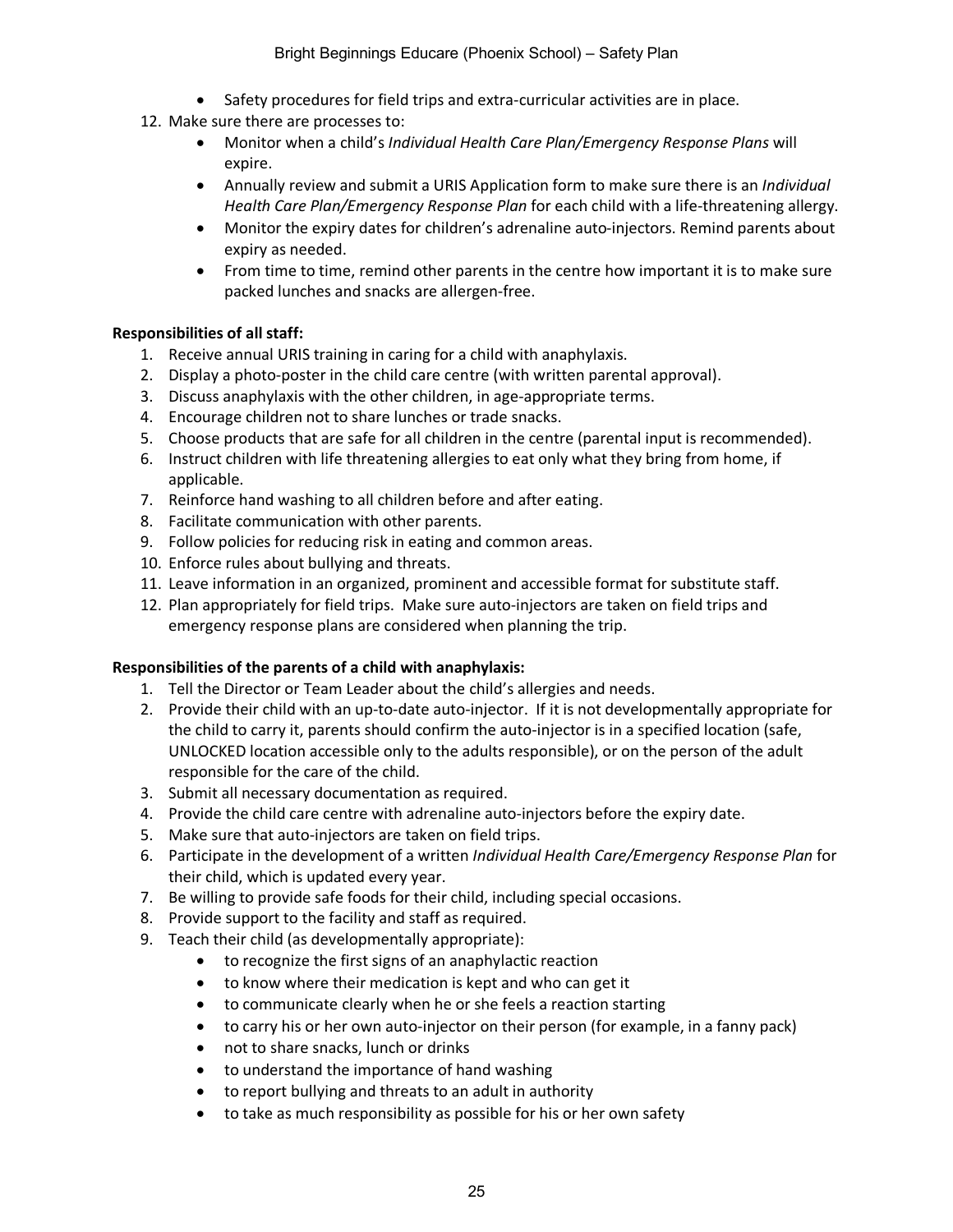- Safety procedures for field trips and extra-curricular activities are in place.

12. Make sure there are processes to:
    - Monitor when a child's *Individual Health Care Plan/Emergency Response Plans* will expire.
    - Annually review and submit a URIS Application form to make sure there is an *Individual Health Care Plan/Emergency Response Plan* for each child with a life-threatening allergy.
    - Monitor the expiry dates for children's adrenaline auto-injectors. Remind parents about expiry as needed.
    - From time to time, remind other parents in the centre how important it is to make sure packed lunches and snacks are allergen-free.

**Responsibilities of all staff:**

1. Receive annual URIS training in caring for a child with anaphylaxis.
2. Display a photo-poster in the child care centre (with written parental approval).
3. Discuss anaphylaxis with the other children, in age-appropriate terms.
4. Encourage children not to share lunches or trade snacks.
5. Choose products that are safe for all children in the centre (parental input is recommended).
6. Instruct children with life threatening allergies to eat only what they bring from home, if applicable.
7. Reinforce hand washing to all children before and after eating.
8. Facilitate communication with other parents.
9. Follow policies for reducing risk in eating and common areas.
10. Enforce rules about bullying and threats.
11. Leave information in an organized, prominent and accessible format for substitute staff.
12. Plan appropriately for field trips. Make sure auto-injectors are taken on field trips and emergency response plans are considered when planning the trip.

**Responsibilities of the parents of a child with anaphylaxis:**

1. Tell the Director or Team Leader about the child's allergies and needs.
2. Provide their child with an up-to-date auto-injector. If it is not developmentally appropriate for the child to carry it, parents should confirm the auto-injector is in a specified location (safe, UNLOCKED location accessible only to the adults responsible), or on the person of the adult responsible for the care of the child.
3. Submit all necessary documentation as required.
4. Provide the child care centre with adrenaline auto-injectors before the expiry date.
5. Make sure that auto-injectors are taken on field trips.
6. Participate in the development of a written *Individual Health Care/Emergency Response Plan* for their child, which is updated every year.
7. Be willing to provide safe foods for their child, including special occasions.
8. Provide support to the facility and staff as required.
9. Teach their child (as developmentally appropriate):
    - to recognize the first signs of an anaphylactic reaction
    - to know where their medication is kept and who can get it
    - to communicate clearly when he or she feels a reaction starting
    - to carry his or her own auto-injector on their person (for example, in a fanny pack)
    - not to share snacks, lunch or drinks
    - to understand the importance of hand washing
    - to report bullying and threats to an adult in authority
    - to take as much responsibility as possible for his or her own safety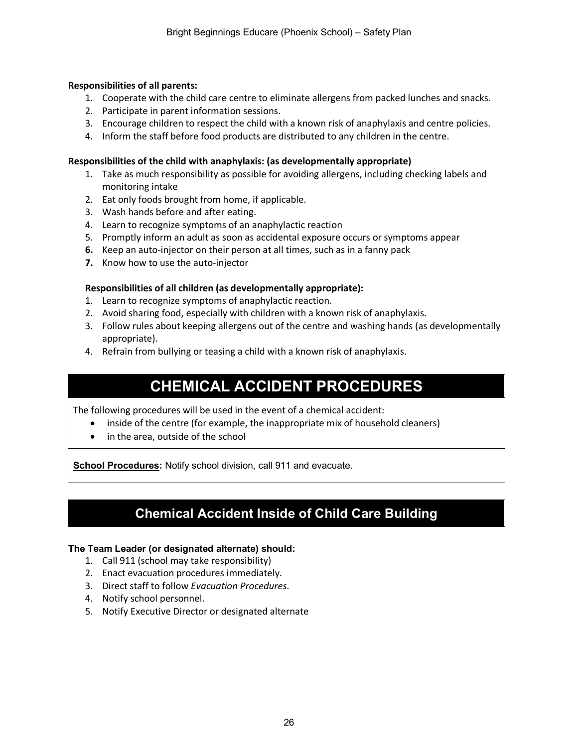**Responsibilities of all parents:**

1. Cooperate with the child care centre to eliminate allergens from packed lunches and snacks.
2. Participate in parent information sessions.
3. Encourage children to respect the child with a known risk of anaphylaxis and centre policies.
4. Inform the staff before food products are distributed to any children in the centre.

**Responsibilities of the child with anaphylaxis: (as developmentally appropriate)**

1. Take as much responsibility as possible for avoiding allergens, including checking labels and monitoring intake
2. Eat only foods brought from home, if applicable.
3. Wash hands before and after eating.
4. Learn to recognize symptoms of an anaphylactic reaction
5. Promptly inform an adult as soon as accidental exposure occurs or symptoms appear
6. Keep an auto-injector on their person at all times, such as in a fanny pack
7. Know how to use the auto-injector

**Responsibilities of all children (as developmentally appropriate):**

1. Learn to recognize symptoms of anaphylactic reaction.
2. Avoid sharing food, especially with children with a known risk of anaphylaxis.
3. Follow rules about keeping allergens out of the centre and washing hands (as developmentally appropriate).
4. Refrain from bullying or teasing a child with a known risk of anaphylaxis.

# CHEMICAL ACCIDENT PROCEDURES

The following procedures will be used in the event of a chemical accident:

- inside of the centre (for example, the inappropriate mix of household cleaners)
- in the area, outside of the school

**School Procedures:** Notify school division, call 911 and evacuate.

## Chemical Accident Inside of Child Care Building

**The Team Leader (or designated alternate) should:**

1. Call 911 (school may take responsibility)
2. Enact evacuation procedures immediately.
3. Direct staff to follow *Evacuation Procedures*.
4. Notify school personnel.
5. Notify Executive Director or designated alternate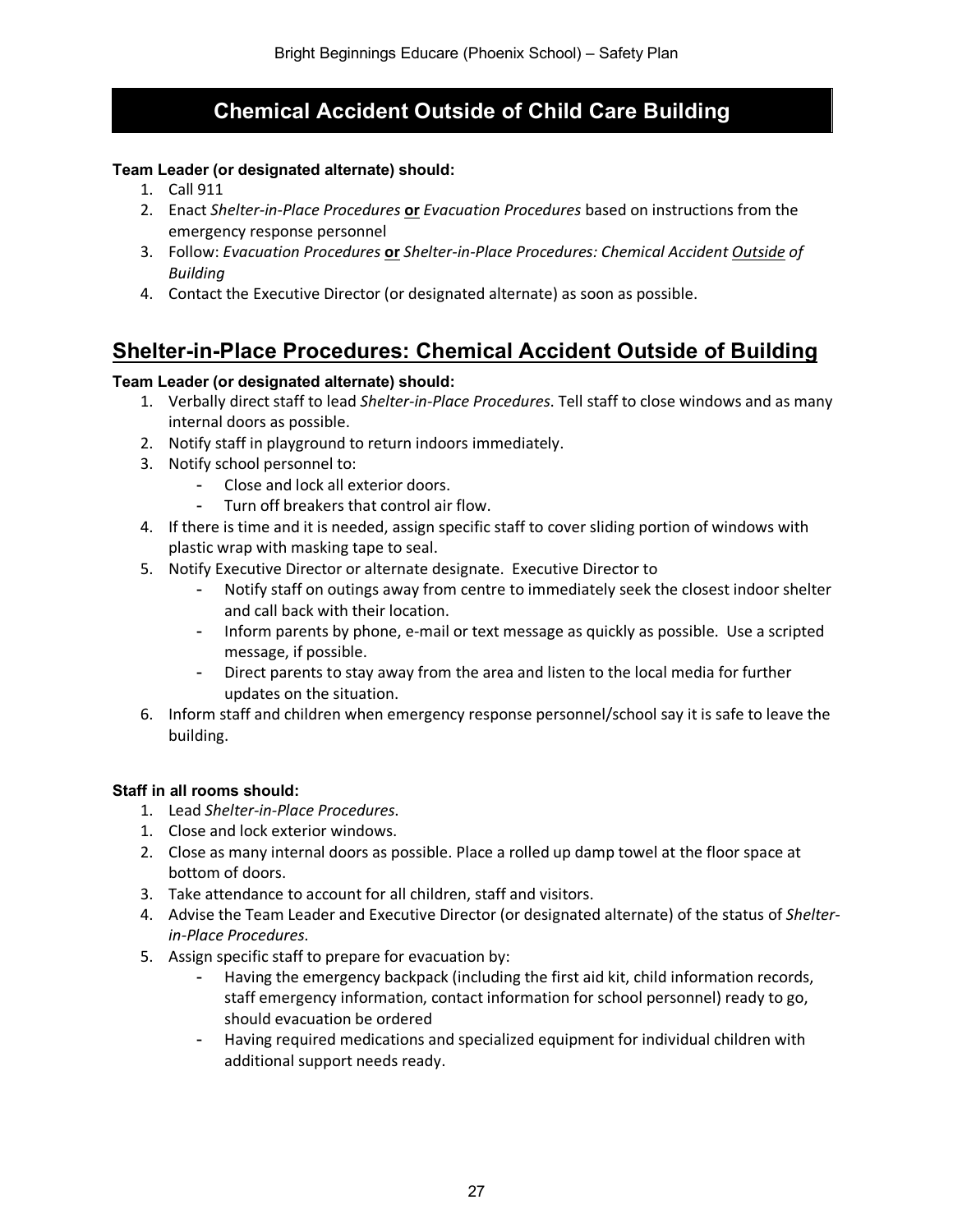# Chemical Accident Outside of Child Care Building

**Team Leader (or designated alternate) should:**

1. Call 911
2. Enact *Shelter-in-Place Procedures* **or** *Evacuation Procedures* based on instructions from the emergency response personnel
3. Follow: *Evacuation Procedures* **or** *Shelter-in-Place Procedures: Chemical Accident Outside of Building*
4. Contact the Executive Director (or designated alternate) as soon as possible.

## Shelter-in-Place Procedures: Chemical Accident Outside of Building

**Team Leader (or designated alternate) should:**

1. Verbally direct staff to lead *Shelter-in-Place Procedures*. Tell staff to close windows and as many internal doors as possible.
2. Notify staff in playground to return indoors immediately.
3. Notify school personnel to:
   - Close and lock all exterior doors.
   - Turn off breakers that control air flow.
4. If there is time and it is needed, assign specific staff to cover sliding portion of windows with plastic wrap with masking tape to seal.
5. Notify Executive Director or alternate designate. Executive Director to
   - Notify staff on outings away from centre to immediately seek the closest indoor shelter and call back with their location.
   - Inform parents by phone, e-mail or text message as quickly as possible. Use a scripted message, if possible.
   - Direct parents to stay away from the area and listen to the local media for further updates on the situation.
6. Inform staff and children when emergency response personnel/school say it is safe to leave the building.

**Staff in all rooms should:**

1. Lead *Shelter-in-Place Procedures*.
1. Close and lock exterior windows.
2. Close as many internal doors as possible. Place a rolled up damp towel at the floor space at bottom of doors.
3. Take attendance to account for all children, staff and visitors.
4. Advise the Team Leader and Executive Director (or designated alternate) of the status of *Shelter-in-Place Procedures*.
5. Assign specific staff to prepare for evacuation by:
   - Having the emergency backpack (including the first aid kit, child information records, staff emergency information, contact information for school personnel) ready to go, should evacuation be ordered
   - Having required medications and specialized equipment for individual children with additional support needs ready.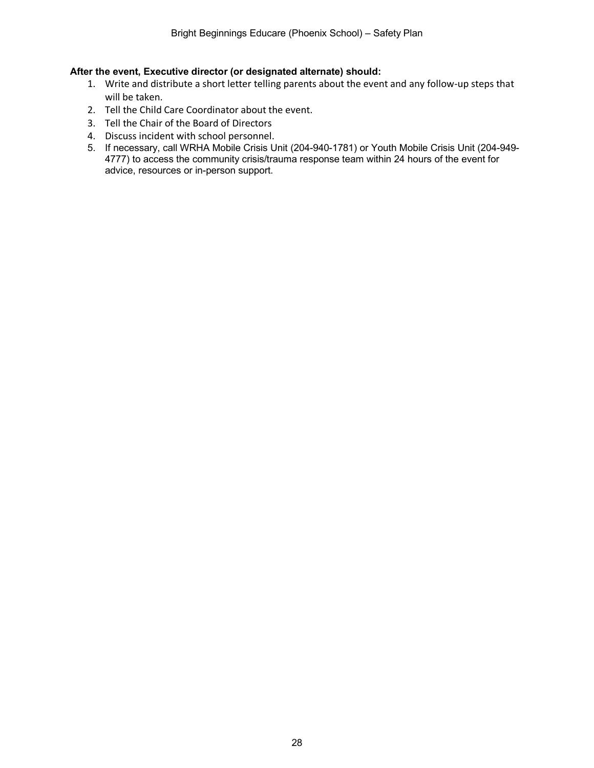**After the event, Executive director (or designated alternate) should:**

1. Write and distribute a short letter telling parents about the event and any follow-up steps that will be taken.
2. Tell the Child Care Coordinator about the event.
3. Tell the Chair of the Board of Directors
4. Discuss incident with school personnel.
5. If necessary, call WRHA Mobile Crisis Unit (204-940-1781) or Youth Mobile Crisis Unit (204-949-4777) to access the community crisis/trauma response team within 24 hours of the event for advice, resources or in-person support.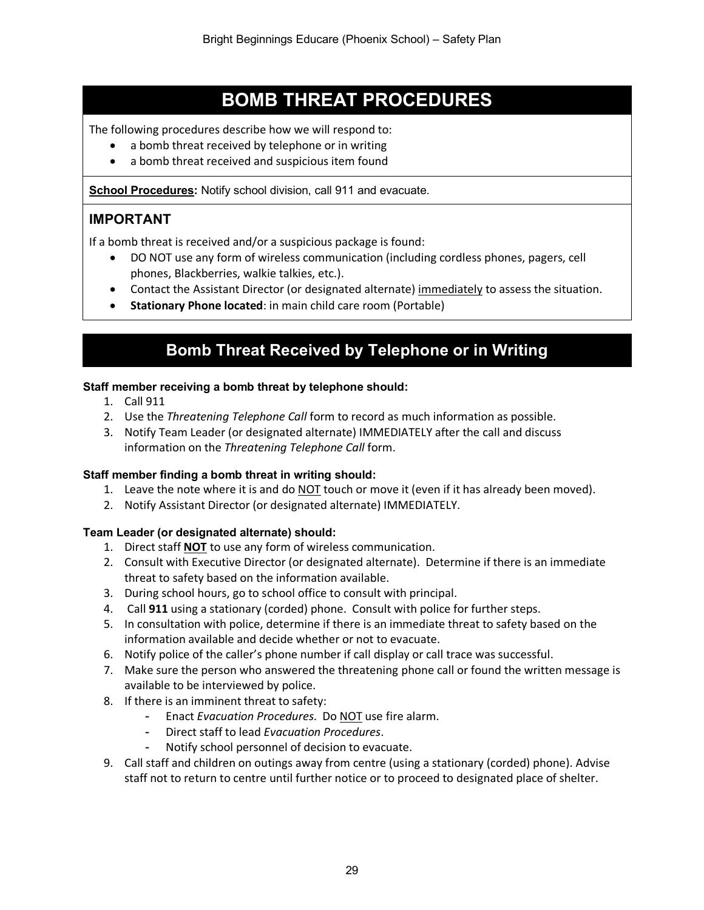# BOMB THREAT PROCEDURES

The following procedures describe how we will respond to:

- a bomb threat received by telephone or in writing
- a bomb threat received and suspicious item found

**School Procedures:** Notify school division, call 911 and evacuate.

## IMPORTANT

If a bomb threat is received and/or a suspicious package is found:

- DO NOT use any form of wireless communication (including cordless phones, pagers, cell phones, Blackberries, walkie talkies, etc.).
- Contact the Assistant Director (or designated alternate) immediately to assess the situation.
- **Stationary Phone located**: in main child care room (Portable)

# Bomb Threat Received by Telephone or in Writing

**Staff member receiving a bomb threat by telephone should:**

1. Call 911
2. Use the *Threatening Telephone Call* form to record as much information as possible.
3. Notify Team Leader (or designated alternate) IMMEDIATELY after the call and discuss information on the *Threatening Telephone Call* form.

**Staff member finding a bomb threat in writing should:**

1. Leave the note where it is and do NOT touch or move it (even if it has already been moved).
2. Notify Assistant Director (or designated alternate) IMMEDIATELY.

**Team Leader (or designated alternate) should:**

1. Direct staff **NOT** to use any form of wireless communication.
2. Consult with Executive Director (or designated alternate). Determine if there is an immediate threat to safety based on the information available.
3. During school hours, go to school office to consult with principal.
4. Call **911** using a stationary (corded) phone. Consult with police for further steps.
5. In consultation with police, determine if there is an immediate threat to safety based on the information available and decide whether or not to evacuate.
6. Notify police of the caller's phone number if call display or call trace was successful.
7. Make sure the person who answered the threatening phone call or found the written message is available to be interviewed by police.
8. If there is an imminent threat to safety:
   - Enact *Evacuation Procedures*. Do NOT use fire alarm.
   - Direct staff to lead *Evacuation Procedures*.
   - Notify school personnel of decision to evacuate.
9. Call staff and children on outings away from centre (using a stationary (corded) phone). Advise staff not to return to centre until further notice or to proceed to designated place of shelter.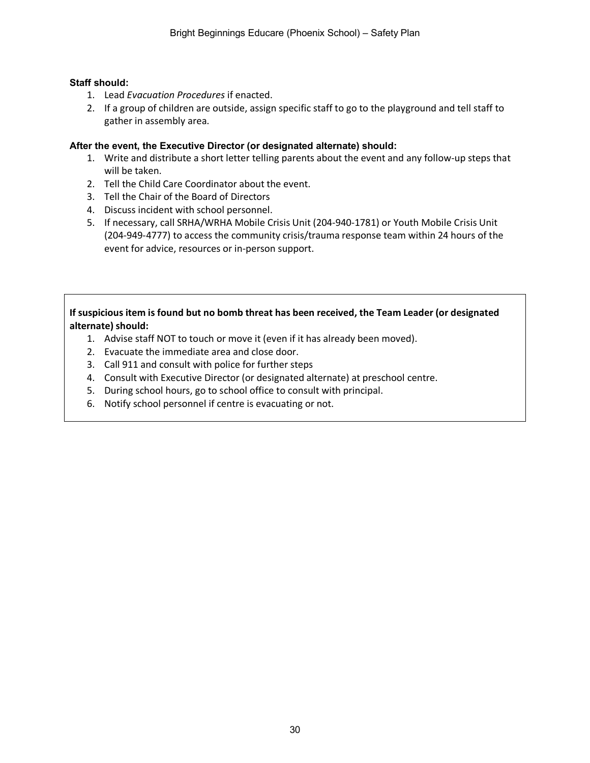**Staff should:**

1. Lead *Evacuation Procedures* if enacted.
2. If a group of children are outside, assign specific staff to go to the playground and tell staff to gather in assembly area.

**After the event, the Executive Director (or designated alternate) should:**

1. Write and distribute a short letter telling parents about the event and any follow-up steps that will be taken.
2. Tell the Child Care Coordinator about the event.
3. Tell the Chair of the Board of Directors
4. Discuss incident with school personnel.
5. If necessary, call SRHA/WRHA Mobile Crisis Unit (204-940-1781) or Youth Mobile Crisis Unit (204-949-4777) to access the community crisis/trauma response team within 24 hours of the event for advice, resources or in-person support.

**If suspicious item is found but no bomb threat has been received, the Team Leader (or designated alternate) should:**

1. Advise staff NOT to touch or move it (even if it has already been moved).
2. Evacuate the immediate area and close door.
3. Call 911 and consult with police for further steps
4. Consult with Executive Director (or designated alternate) at preschool centre.
5. During school hours, go to school office to consult with principal.
6. Notify school personnel if centre is evacuating or not.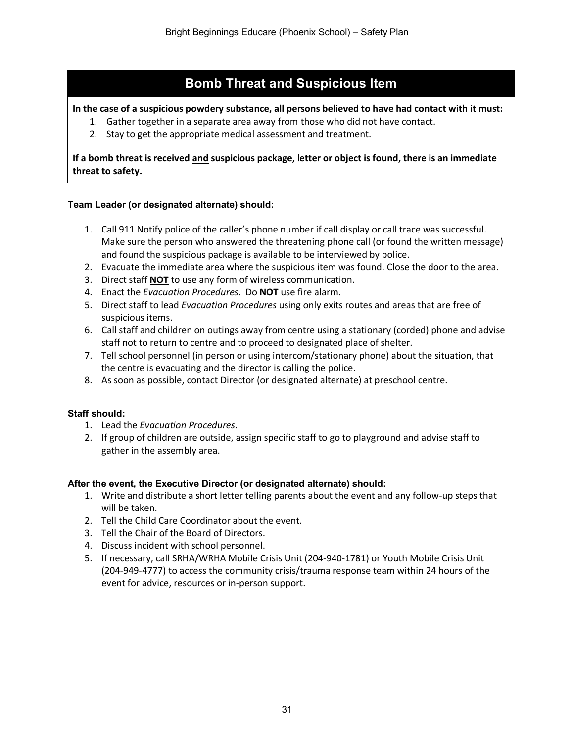## Bomb Threat and Suspicious Item

**In the case of a suspicious powdery substance, all persons believed to have had contact with it must:**

1. Gather together in a separate area away from those who did not have contact.
2. Stay to get the appropriate medical assessment and treatment.

**If a bomb threat is received <u>and</u> suspicious package, letter or object is found, there is an immediate threat to safety.**

**Team Leader (or designated alternate) should:**

1. Call 911 Notify police of the caller's phone number if call display or call trace was successful. Make sure the person who answered the threatening phone call (or found the written message) and found the suspicious package is available to be interviewed by police.
2. Evacuate the immediate area where the suspicious item was found. Close the door to the area.
3. Direct staff **<u>NOT</u>** to use any form of wireless communication.
4. Enact the *Evacuation Procedures*. Do **<u>NOT</u>** use fire alarm.
5. Direct staff to lead *Evacuation Procedures* using only exits routes and areas that are free of suspicious items.
6. Call staff and children on outings away from centre using a stationary (corded) phone and advise staff not to return to centre and to proceed to designated place of shelter.
7. Tell school personnel (in person or using intercom/stationary phone) about the situation, that the centre is evacuating and the director is calling the police.
8. As soon as possible, contact Director (or designated alternate) at preschool centre.

**Staff should:**

1. Lead the *Evacuation Procedures*.
2. If group of children are outside, assign specific staff to go to playground and advise staff to gather in the assembly area.

**After the event, the Executive Director (or designated alternate) should:**

1. Write and distribute a short letter telling parents about the event and any follow-up steps that will be taken.
2. Tell the Child Care Coordinator about the event.
3. Tell the Chair of the Board of Directors.
4. Discuss incident with school personnel.
5. If necessary, call SRHA/WRHA Mobile Crisis Unit (204-940-1781) or Youth Mobile Crisis Unit (204-949-4777) to access the community crisis/trauma response team within 24 hours of the event for advice, resources or in-person support.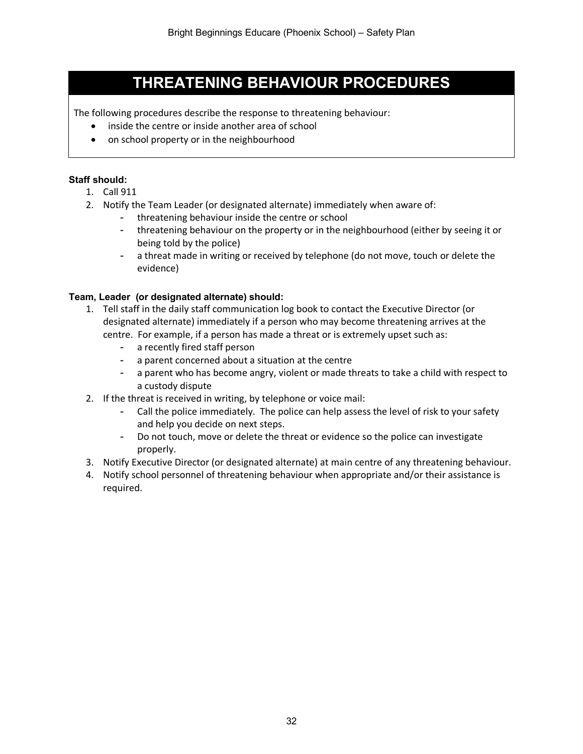# THREATENING BEHAVIOUR PROCEDURES

The following procedures describe the response to threatening behaviour:

- inside the centre or inside another area of school
- on school property or in the neighbourhood

**Staff should:**

1. Call 911
2. Notify the Team Leader (or designated alternate) immediately when aware of:
   - threatening behaviour inside the centre or school
   - threatening behaviour on the property or in the neighbourhood (either by seeing it or being told by the police)
   - a threat made in writing or received by telephone (do not move, touch or delete the evidence)

**Team, Leader (or designated alternate) should:**

1. Tell staff in the daily staff communication log book to contact the Executive Director (or designated alternate) immediately if a person who may become threatening arrives at the centre. For example, if a person has made a threat or is extremely upset such as:
   - a recently fired staff person
   - a parent concerned about a situation at the centre
   - a parent who has become angry, violent or made threats to take a child with respect to a custody dispute
2. If the threat is received in writing, by telephone or voice mail:
   - Call the police immediately. The police can help assess the level of risk to your safety and help you decide on next steps.
   - Do not touch, move or delete the threat or evidence so the police can investigate properly.
3. Notify Executive Director (or designated alternate) at main centre of any threatening behaviour.
4. Notify school personnel of threatening behaviour when appropriate and/or their assistance is required.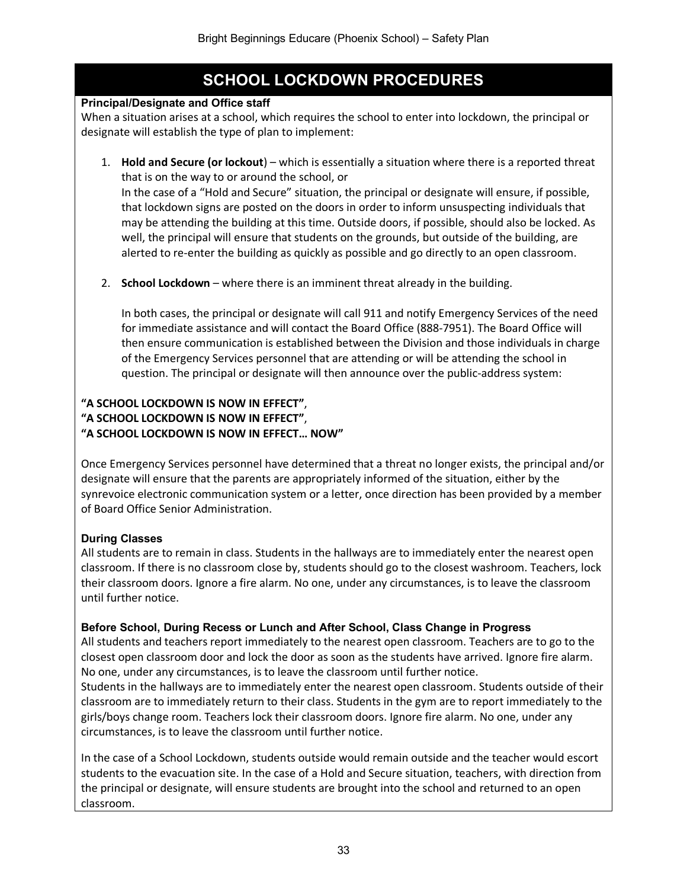# SCHOOL LOCKDOWN PROCEDURES

**Principal/Designate and Office staff**

When a situation arises at a school, which requires the school to enter into lockdown, the principal or designate will establish the type of plan to implement:

1. **Hold and Secure (or lockout**) – which is essentially a situation where there is a reported threat that is on the way to or around the school, or
   In the case of a "Hold and Secure" situation, the principal or designate will ensure, if possible, that lockdown signs are posted on the doors in order to inform unsuspecting individuals that may be attending the building at this time. Outside doors, if possible, should also be locked. As well, the principal will ensure that students on the grounds, but outside of the building, are alerted to re-enter the building as quickly as possible and go directly to an open classroom.

2. **School Lockdown** – where there is an imminent threat already in the building.

   In both cases, the principal or designate will call 911 and notify Emergency Services of the need for immediate assistance and will contact the Board Office (888-7951). The Board Office will then ensure communication is established between the Division and those individuals in charge of the Emergency Services personnel that are attending or will be attending the school in question. The principal or designate will then announce over the public-address system:

**"A SCHOOL LOCKDOWN IS NOW IN EFFECT"**,
**"A SCHOOL LOCKDOWN IS NOW IN EFFECT"**,
**"A SCHOOL LOCKDOWN IS NOW IN EFFECT… NOW"**

Once Emergency Services personnel have determined that a threat no longer exists, the principal and/or designate will ensure that the parents are appropriately informed of the situation, either by the synrevoice electronic communication system or a letter, once direction has been provided by a member of Board Office Senior Administration.

**During Classes**

All students are to remain in class. Students in the hallways are to immediately enter the nearest open classroom. If there is no classroom close by, students should go to the closest washroom. Teachers, lock their classroom doors. Ignore a fire alarm. No one, under any circumstances, is to leave the classroom until further notice.

**Before School, During Recess or Lunch and After School, Class Change in Progress**

All students and teachers report immediately to the nearest open classroom. Teachers are to go to the closest open classroom door and lock the door as soon as the students have arrived. Ignore fire alarm. No one, under any circumstances, is to leave the classroom until further notice.
Students in the hallways are to immediately enter the nearest open classroom. Students outside of their classroom are to immediately return to their class. Students in the gym are to report immediately to the girls/boys change room. Teachers lock their classroom doors. Ignore fire alarm. No one, under any circumstances, is to leave the classroom until further notice.

In the case of a School Lockdown, students outside would remain outside and the teacher would escort students to the evacuation site. In the case of a Hold and Secure situation, teachers, with direction from the principal or designate, will ensure students are brought into the school and returned to an open classroom.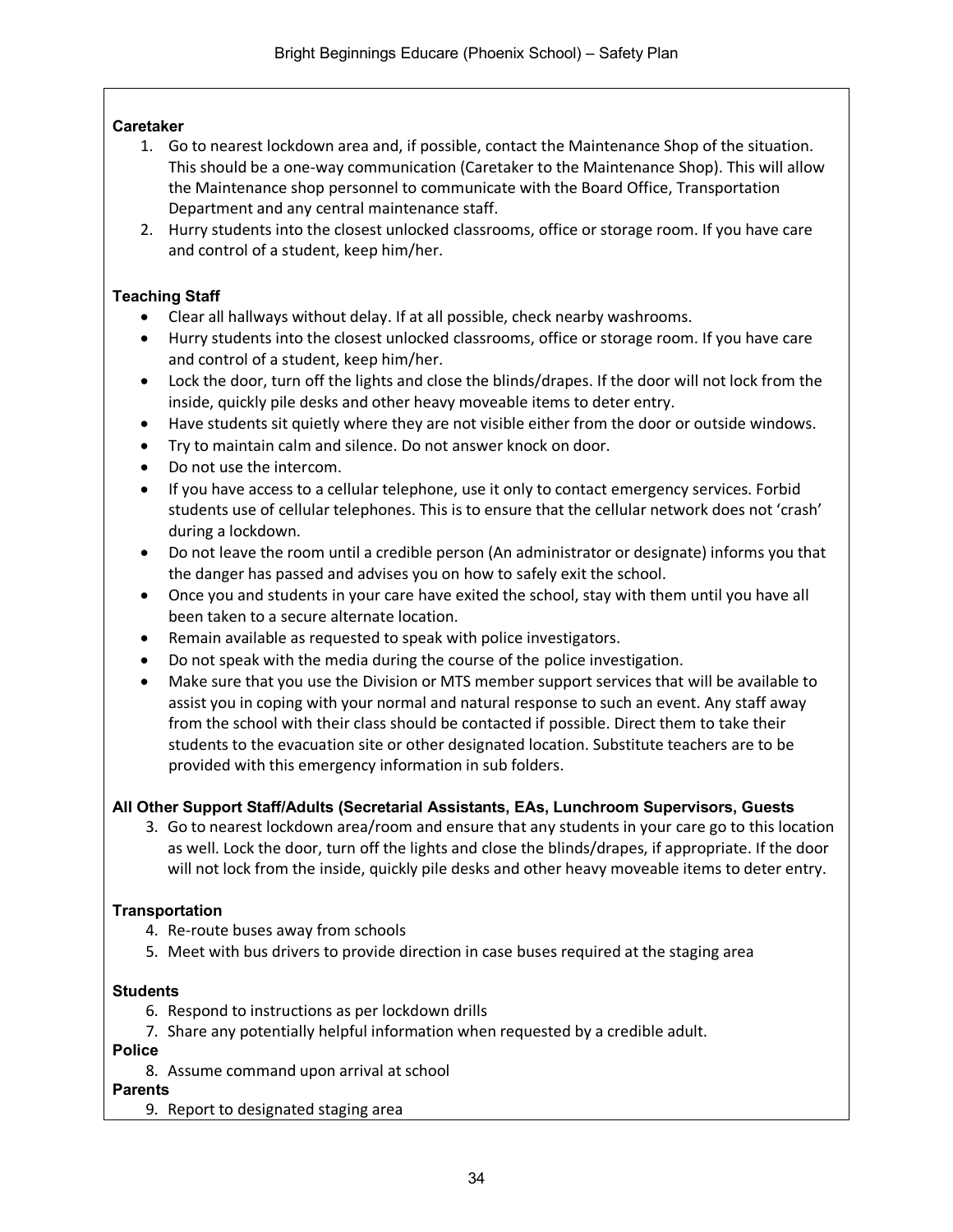**Caretaker**

1. Go to nearest lockdown area and, if possible, contact the Maintenance Shop of the situation. This should be a one-way communication (Caretaker to the Maintenance Shop). This will allow the Maintenance shop personnel to communicate with the Board Office, Transportation Department and any central maintenance staff.
2. Hurry students into the closest unlocked classrooms, office or storage room. If you have care and control of a student, keep him/her.

**Teaching Staff**

- Clear all hallways without delay. If at all possible, check nearby washrooms.
- Hurry students into the closest unlocked classrooms, office or storage room. If you have care and control of a student, keep him/her.
- Lock the door, turn off the lights and close the blinds/drapes. If the door will not lock from the inside, quickly pile desks and other heavy moveable items to deter entry.
- Have students sit quietly where they are not visible either from the door or outside windows.
- Try to maintain calm and silence. Do not answer knock on door.
- Do not use the intercom.
- If you have access to a cellular telephone, use it only to contact emergency services. Forbid students use of cellular telephones. This is to ensure that the cellular network does not 'crash' during a lockdown.
- Do not leave the room until a credible person (An administrator or designate) informs you that the danger has passed and advises you on how to safely exit the school.
- Once you and students in your care have exited the school, stay with them until you have all been taken to a secure alternate location.
- Remain available as requested to speak with police investigators.
- Do not speak with the media during the course of the police investigation.
- Make sure that you use the Division or MTS member support services that will be available to assist you in coping with your normal and natural response to such an event. Any staff away from the school with their class should be contacted if possible. Direct them to take their students to the evacuation site or other designated location. Substitute teachers are to be provided with this emergency information in sub folders.

**All Other Support Staff/Adults (Secretarial Assistants, EAs, Lunchroom Supervisors, Guests**

3. Go to nearest lockdown area/room and ensure that any students in your care go to this location as well. Lock the door, turn off the lights and close the blinds/drapes, if appropriate. If the door will not lock from the inside, quickly pile desks and other heavy moveable items to deter entry.

**Transportation**

4. Re-route buses away from schools
5. Meet with bus drivers to provide direction in case buses required at the staging area

**Students**

6. Respond to instructions as per lockdown drills
7. Share any potentially helpful information when requested by a credible adult.

**Police**

8. Assume command upon arrival at school

**Parents**

9. Report to designated staging area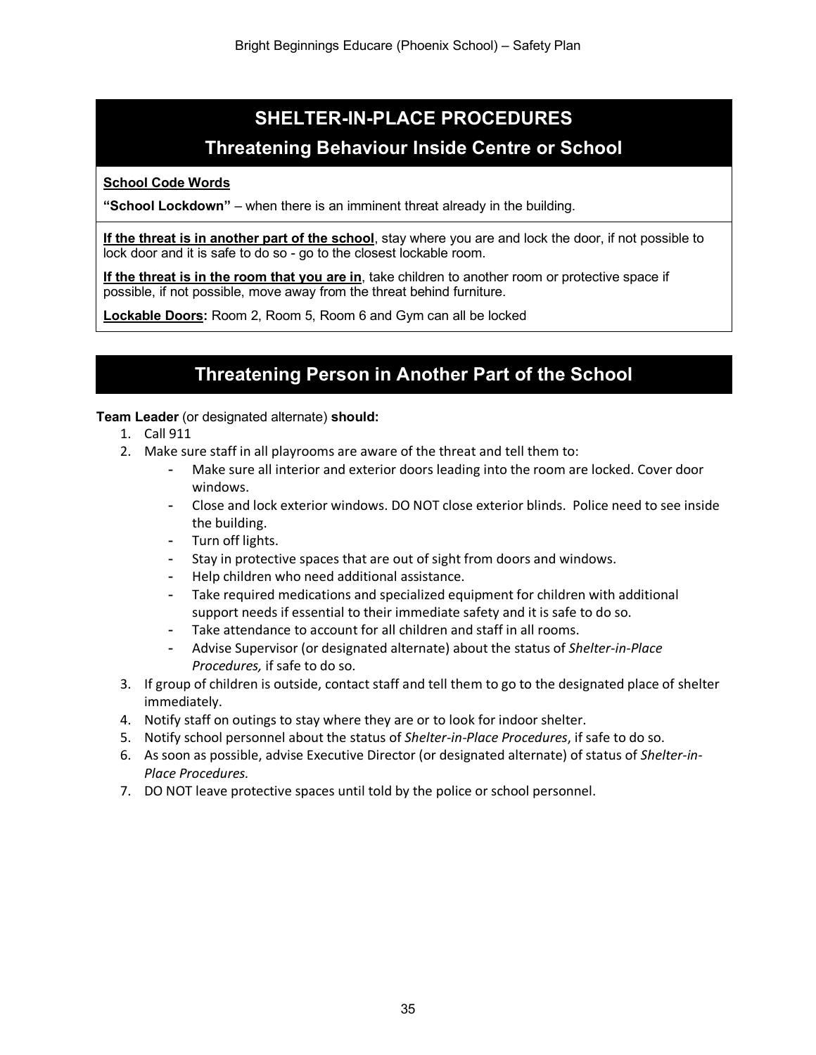# SHELTER-IN-PLACE PROCEDURES

## Threatening Behaviour Inside Centre or School

**School Code Words**

**"School Lockdown"** – when there is an imminent threat already in the building.

**If the threat is in another part of the school**, stay where you are and lock the door, if not possible to lock door and it is safe to do so - go to the closest lockable room.

**If the threat is in the room that you are in**, take children to another room or protective space if possible, if not possible, move away from the threat behind furniture.

**Lockable Doors:** Room 2, Room 5, Room 6 and Gym can all be locked

## Threatening Person in Another Part of the School

**Team Leader** (or designated alternate) **should:**

1. Call 911
2. Make sure staff in all playrooms are aware of the threat and tell them to:
   - Make sure all interior and exterior doors leading into the room are locked. Cover door windows.
   - Close and lock exterior windows. DO NOT close exterior blinds. Police need to see inside the building.
   - Turn off lights.
   - Stay in protective spaces that are out of sight from doors and windows.
   - Help children who need additional assistance.
   - Take required medications and specialized equipment for children with additional support needs if essential to their immediate safety and it is safe to do so.
   - Take attendance to account for all children and staff in all rooms.
   - Advise Supervisor (or designated alternate) about the status of *Shelter-in-Place Procedures,* if safe to do so.
3. If group of children is outside, contact staff and tell them to go to the designated place of shelter immediately.
4. Notify staff on outings to stay where they are or to look for indoor shelter.
5. Notify school personnel about the status of *Shelter-in-Place Procedures*, if safe to do so.
6. As soon as possible, advise Executive Director (or designated alternate) of status of *Shelter-in-Place Procedures.*
7. DO NOT leave protective spaces until told by the police or school personnel.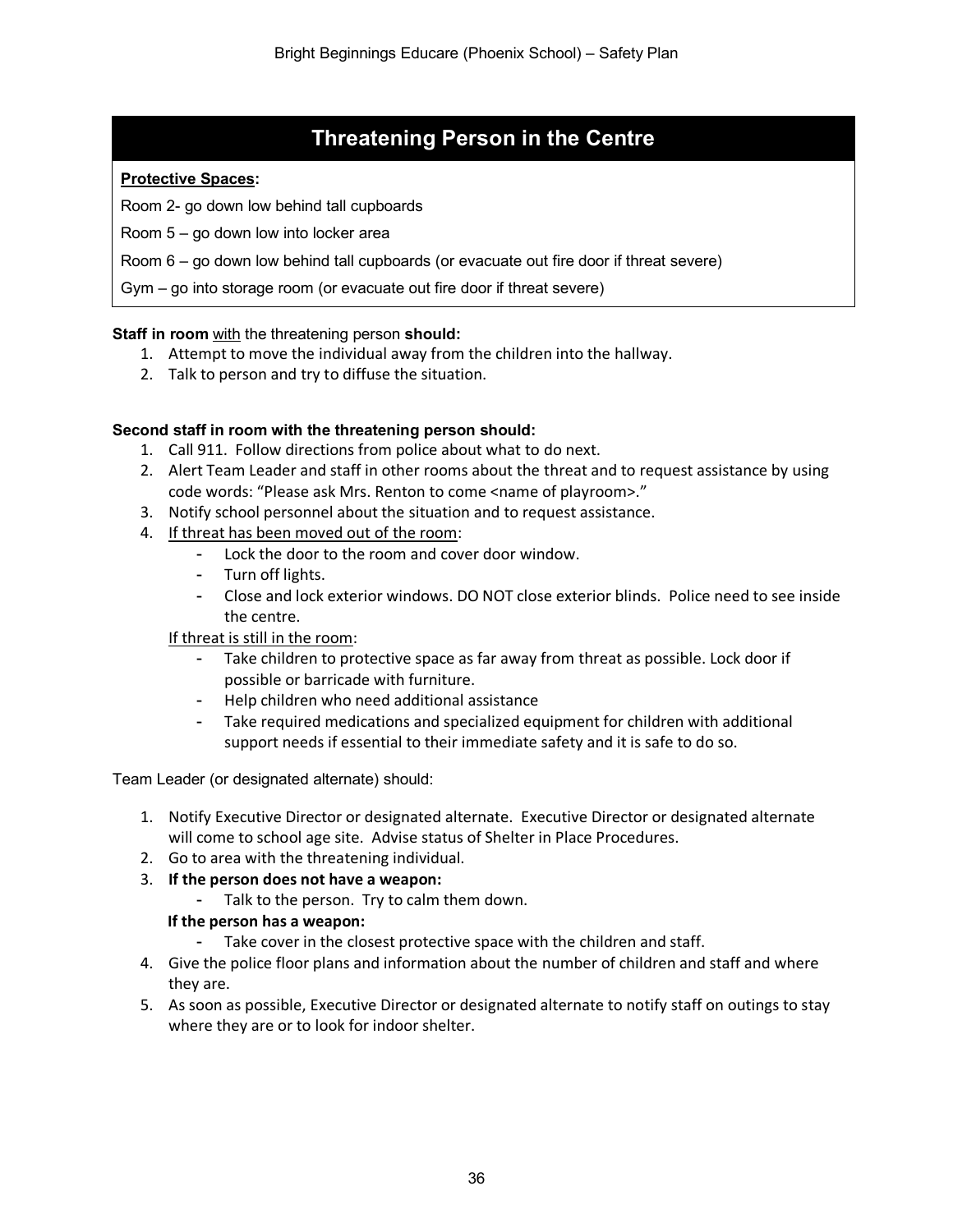# Threatening Person in the Centre

**Protective Spaces:**

Room 2- go down low behind tall cupboards

Room 5 – go down low into locker area

Room 6 – go down low behind tall cupboards (or evacuate out fire door if threat severe)

Gym – go into storage room (or evacuate out fire door if threat severe)

**Staff in room** with the threatening person **should:**

1. Attempt to move the individual away from the children into the hallway.
2. Talk to person and try to diffuse the situation.

**Second staff in room with the threatening person should:**

1. Call 911. Follow directions from police about what to do next.
2. Alert Team Leader and staff in other rooms about the threat and to request assistance by using code words: "Please ask Mrs. Renton to come <name of playroom>."
3. Notify school personnel about the situation and to request assistance.
4. If threat has been moved out of the room:
   - Lock the door to the room and cover door window.
   - Turn off lights.
   - Close and lock exterior windows. DO NOT close exterior blinds. Police need to see inside the centre.

   If threat is still in the room:
   - Take children to protective space as far away from threat as possible. Lock door if possible or barricade with furniture.
   - Help children who need additional assistance
   - Take required medications and specialized equipment for children with additional support needs if essential to their immediate safety and it is safe to do so.

Team Leader (or designated alternate) should:

1. Notify Executive Director or designated alternate. Executive Director or designated alternate will come to school age site. Advise status of Shelter in Place Procedures.
2. Go to area with the threatening individual.
3. **If the person does not have a weapon:**
   - Talk to the person. Try to calm them down.

   **If the person has a weapon:**
   - Take cover in the closest protective space with the children and staff.
4. Give the police floor plans and information about the number of children and staff and where they are.
5. As soon as possible, Executive Director or designated alternate to notify staff on outings to stay where they are or to look for indoor shelter.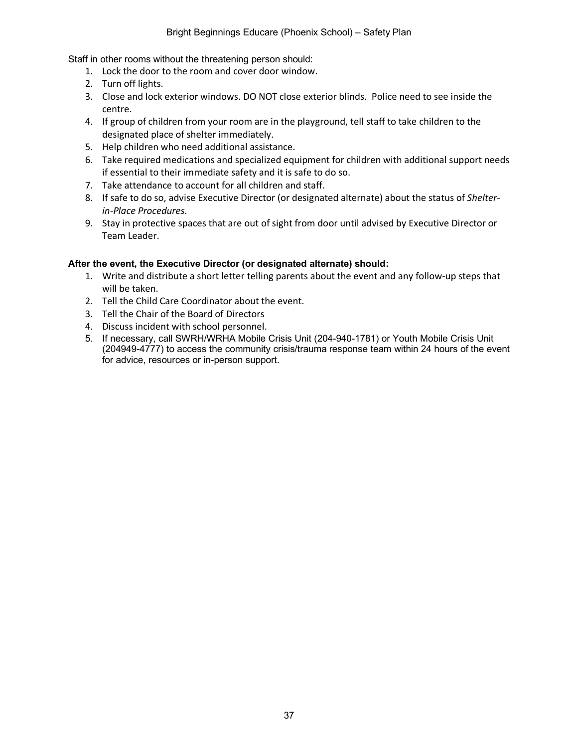Staff in other rooms without the threatening person should:

1. Lock the door to the room and cover door window.
2. Turn off lights.
3. Close and lock exterior windows. DO NOT close exterior blinds. Police need to see inside the centre.
4. If group of children from your room are in the playground, tell staff to take children to the designated place of shelter immediately.
5. Help children who need additional assistance.
6. Take required medications and specialized equipment for children with additional support needs if essential to their immediate safety and it is safe to do so.
7. Take attendance to account for all children and staff.
8. If safe to do so, advise Executive Director (or designated alternate) about the status of *Shelter-in-Place Procedures*.
9. Stay in protective spaces that are out of sight from door until advised by Executive Director or Team Leader.

**After the event, the Executive Director (or designated alternate) should:**

1. Write and distribute a short letter telling parents about the event and any follow-up steps that will be taken.
2. Tell the Child Care Coordinator about the event.
3. Tell the Chair of the Board of Directors
4. Discuss incident with school personnel.
5. If necessary, call SWRH/WRHA Mobile Crisis Unit (204-940-1781) or Youth Mobile Crisis Unit (204949-4777) to access the community crisis/trauma response team within 24 hours of the event for advice, resources or in-person support.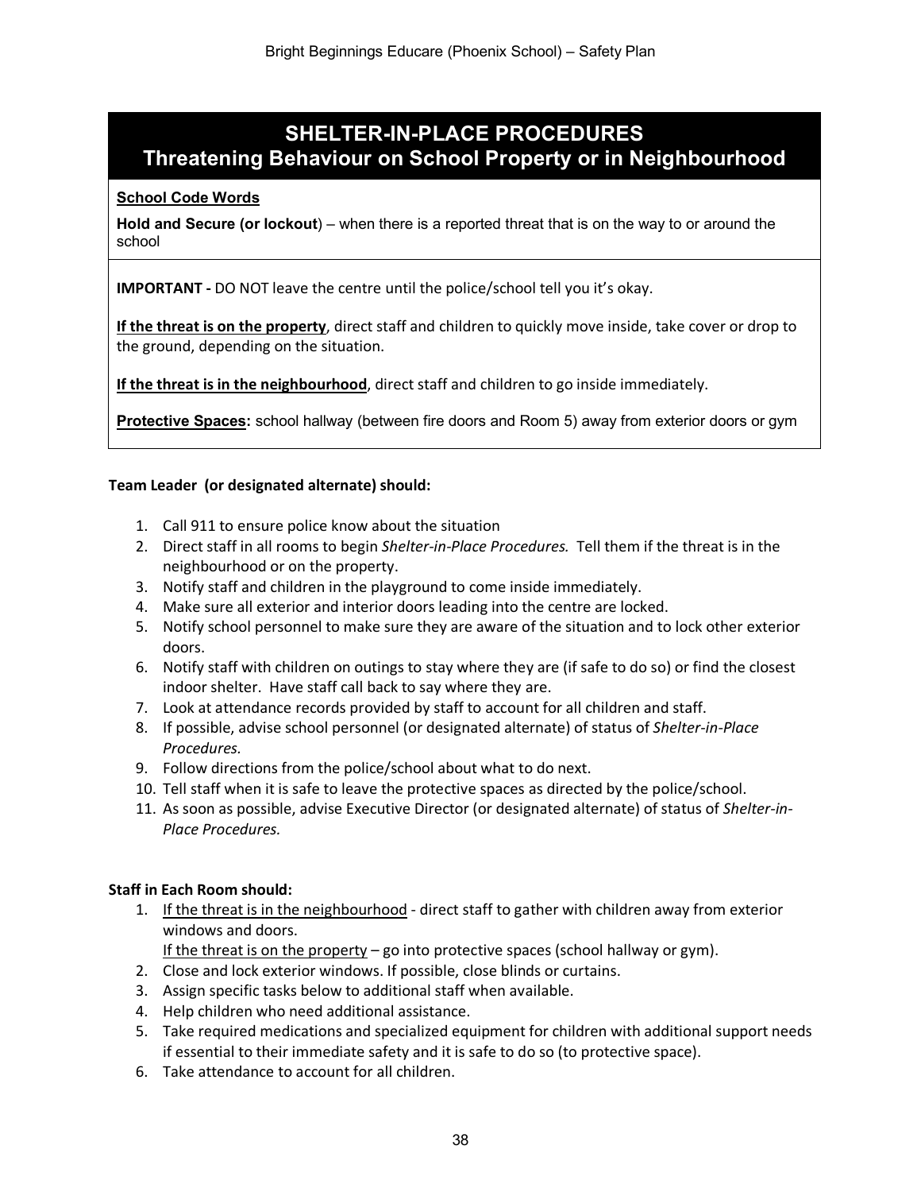# SHELTER-IN-PLACE PROCEDURES
## Threatening Behaviour on School Property or in Neighbourhood

**School Code Words**

**Hold and Secure (or lockout**) – when there is a reported threat that is on the way to or around the school

**IMPORTANT -** DO NOT leave the centre until the police/school tell you it's okay.

**If the threat is on the property**, direct staff and children to quickly move inside, take cover or drop to the ground, depending on the situation.

**If the threat is in the neighbourhood**, direct staff and children to go inside immediately.

**Protective Spaces:** school hallway (between fire doors and Room 5) away from exterior doors or gym

**Team Leader (or designated alternate) should:**

1. Call 911 to ensure police know about the situation
2. Direct staff in all rooms to begin *Shelter-in-Place Procedures.* Tell them if the threat is in the neighbourhood or on the property.
3. Notify staff and children in the playground to come inside immediately.
4. Make sure all exterior and interior doors leading into the centre are locked.
5. Notify school personnel to make sure they are aware of the situation and to lock other exterior doors.
6. Notify staff with children on outings to stay where they are (if safe to do so) or find the closest indoor shelter. Have staff call back to say where they are.
7. Look at attendance records provided by staff to account for all children and staff.
8. If possible, advise school personnel (or designated alternate) of status of *Shelter-in-Place Procedures.*
9. Follow directions from the police/school about what to do next.
10. Tell staff when it is safe to leave the protective spaces as directed by the police/school.
11. As soon as possible, advise Executive Director (or designated alternate) of status of *Shelter-in-Place Procedures.*

**Staff in Each Room should:**

1. If the threat is in the neighbourhood - direct staff to gather with children away from exterior windows and doors.
   If the threat is on the property – go into protective spaces (school hallway or gym).
2. Close and lock exterior windows. If possible, close blinds or curtains.
3. Assign specific tasks below to additional staff when available.
4. Help children who need additional assistance.
5. Take required medications and specialized equipment for children with additional support needs if essential to their immediate safety and it is safe to do so (to protective space).
6. Take attendance to account for all children.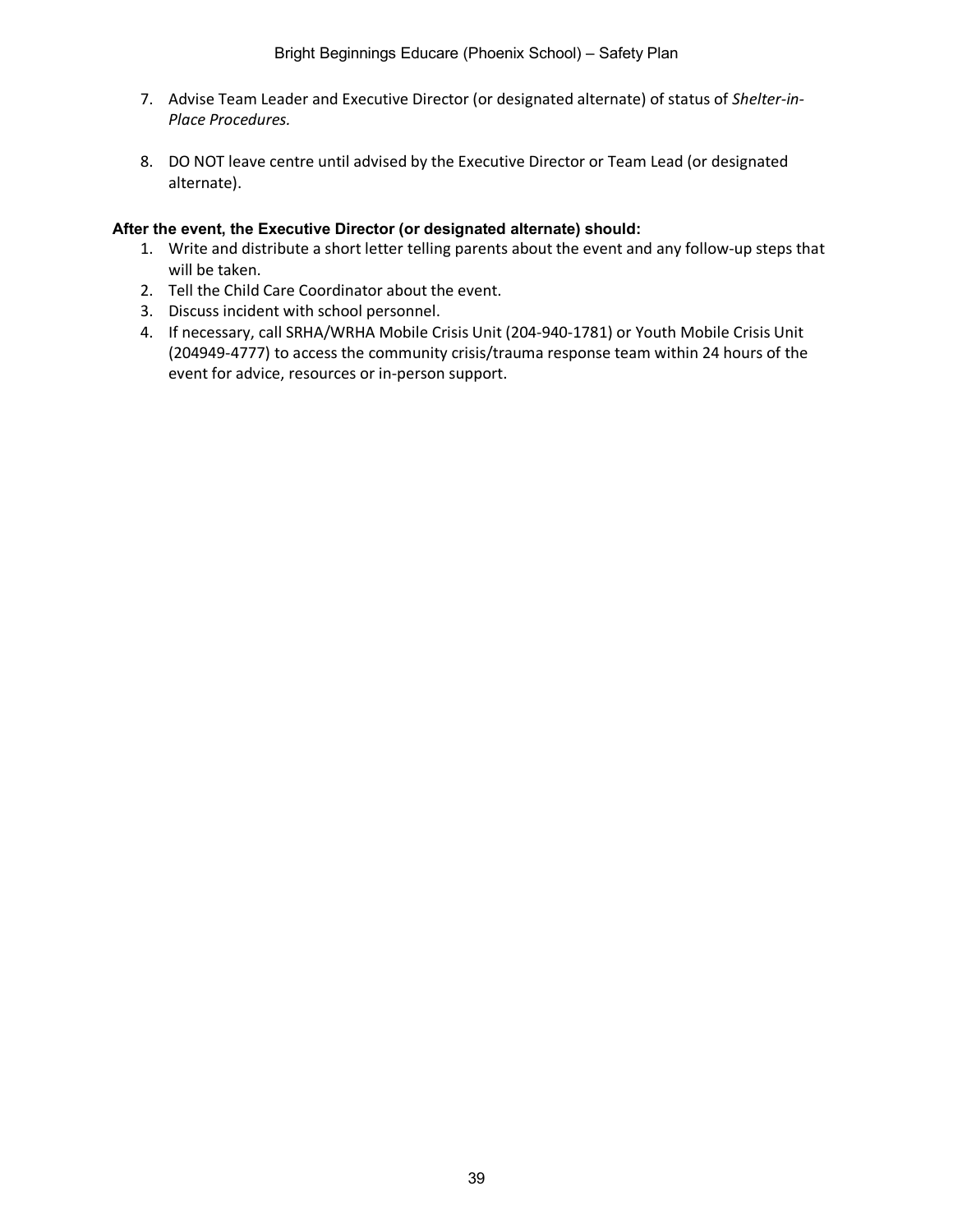7. Advise Team Leader and Executive Director (or designated alternate) of status of *Shelter-in-Place Procedures.*

8. DO NOT leave centre until advised by the Executive Director or Team Lead (or designated alternate).

**After the event, the Executive Director (or designated alternate) should:**

1. Write and distribute a short letter telling parents about the event and any follow-up steps that will be taken.
2. Tell the Child Care Coordinator about the event.
3. Discuss incident with school personnel.
4. If necessary, call SRHA/WRHA Mobile Crisis Unit (204-940-1781) or Youth Mobile Crisis Unit (204949-4777) to access the community crisis/trauma response team within 24 hours of the event for advice, resources or in-person support.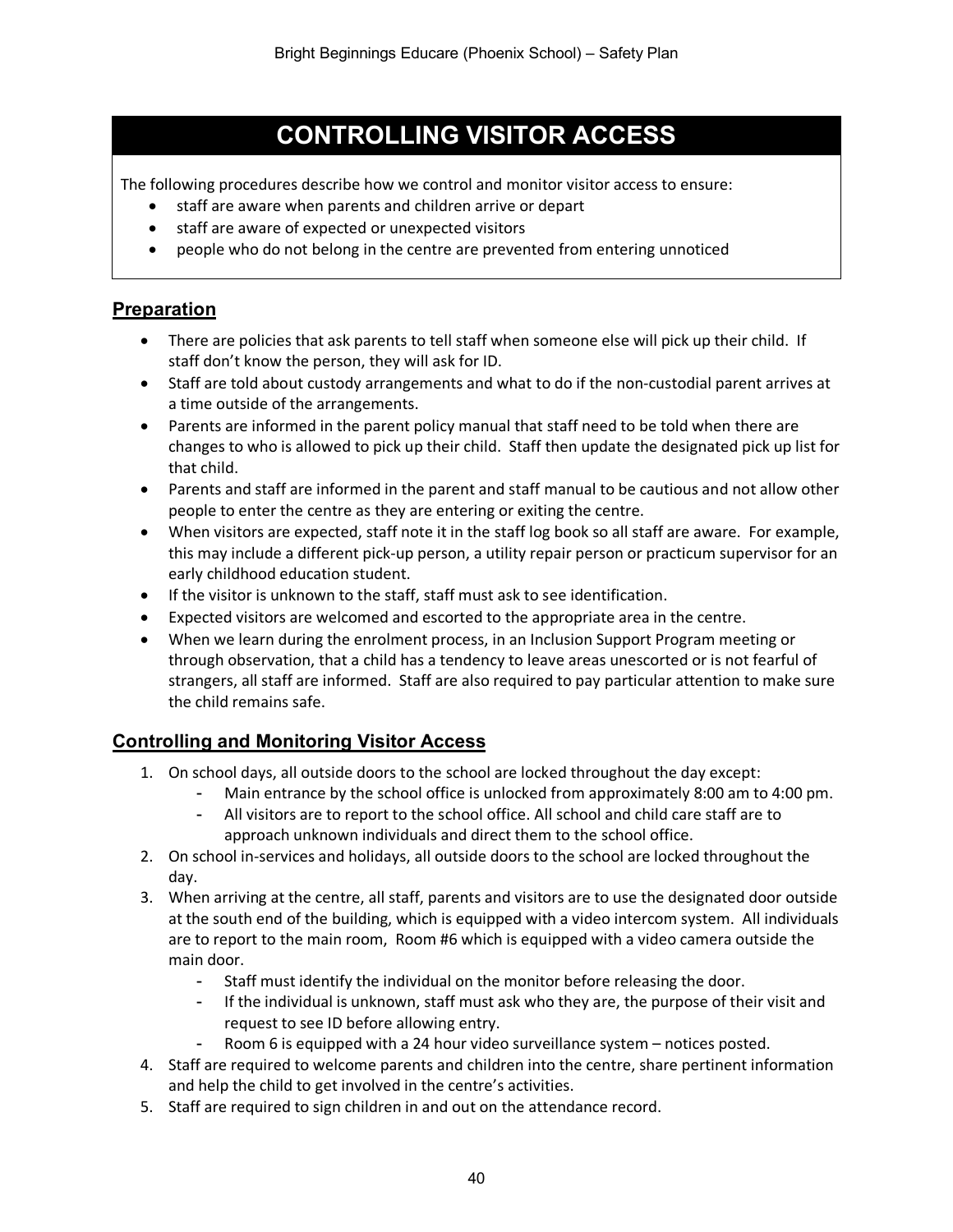# CONTROLLING VISITOR ACCESS

The following procedures describe how we control and monitor visitor access to ensure:

- staff are aware when parents and children arrive or depart
- staff are aware of expected or unexpected visitors
- people who do not belong in the centre are prevented from entering unnoticed

## Preparation

- There are policies that ask parents to tell staff when someone else will pick up their child. If staff don't know the person, they will ask for ID.
- Staff are told about custody arrangements and what to do if the non-custodial parent arrives at a time outside of the arrangements.
- Parents are informed in the parent policy manual that staff need to be told when there are changes to who is allowed to pick up their child. Staff then update the designated pick up list for that child.
- Parents and staff are informed in the parent and staff manual to be cautious and not allow other people to enter the centre as they are entering or exiting the centre.
- When visitors are expected, staff note it in the staff log book so all staff are aware. For example, this may include a different pick-up person, a utility repair person or practicum supervisor for an early childhood education student.
- If the visitor is unknown to the staff, staff must ask to see identification.
- Expected visitors are welcomed and escorted to the appropriate area in the centre.
- When we learn during the enrolment process, in an Inclusion Support Program meeting or through observation, that a child has a tendency to leave areas unescorted or is not fearful of strangers, all staff are informed. Staff are also required to pay particular attention to make sure the child remains safe.

## Controlling and Monitoring Visitor Access

1. On school days, all outside doors to the school are locked throughout the day except:
   - Main entrance by the school office is unlocked from approximately 8:00 am to 4:00 pm.
   - All visitors are to report to the school office. All school and child care staff are to approach unknown individuals and direct them to the school office.
2. On school in-services and holidays, all outside doors to the school are locked throughout the day.
3. When arriving at the centre, all staff, parents and visitors are to use the designated door outside at the south end of the building, which is equipped with a video intercom system. All individuals are to report to the main room, Room #6 which is equipped with a video camera outside the main door.
   - Staff must identify the individual on the monitor before releasing the door.
   - If the individual is unknown, staff must ask who they are, the purpose of their visit and request to see ID before allowing entry.
   - Room 6 is equipped with a 24 hour video surveillance system – notices posted.
4. Staff are required to welcome parents and children into the centre, share pertinent information and help the child to get involved in the centre's activities.
5. Staff are required to sign children in and out on the attendance record.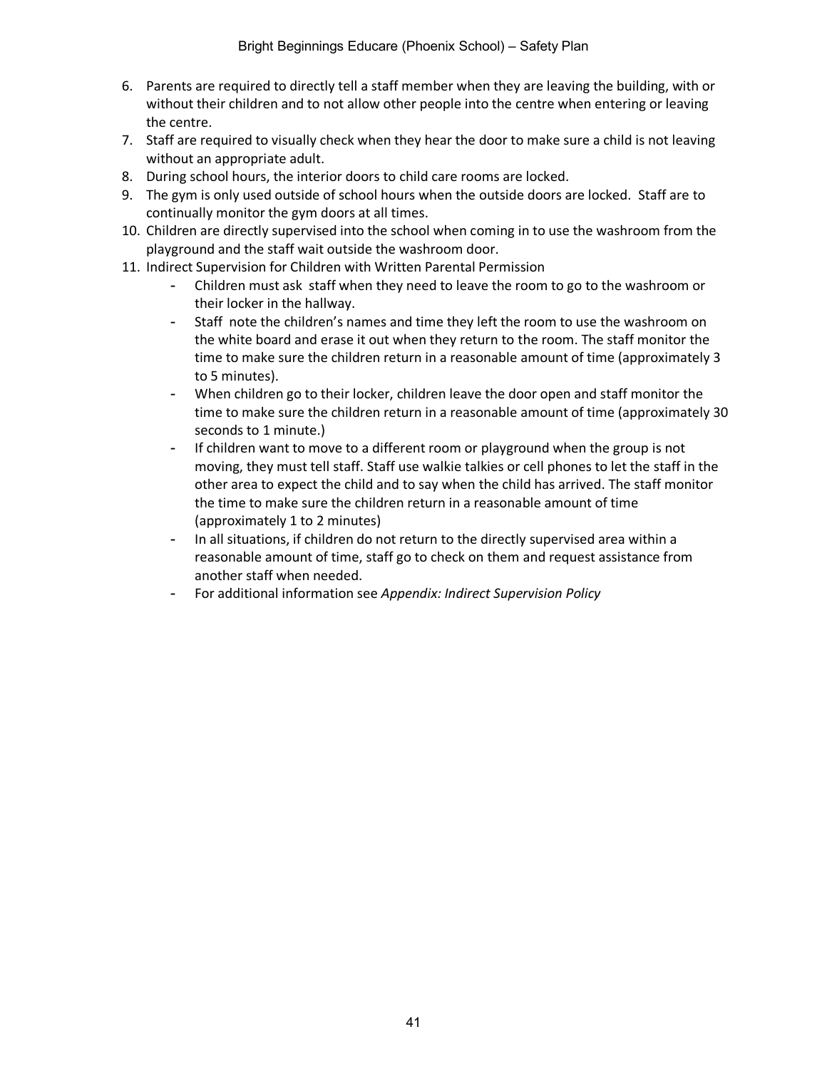6. Parents are required to directly tell a staff member when they are leaving the building, with or without their children and to not allow other people into the centre when entering or leaving the centre.
7. Staff are required to visually check when they hear the door to make sure a child is not leaving without an appropriate adult.
8. During school hours, the interior doors to child care rooms are locked.
9. The gym is only used outside of school hours when the outside doors are locked. Staff are to continually monitor the gym doors at all times.
10. Children are directly supervised into the school when coming in to use the washroom from the playground and the staff wait outside the washroom door.
11. Indirect Supervision for Children with Written Parental Permission
    - Children must ask staff when they need to leave the room to go to the washroom or their locker in the hallway.
    - Staff note the children's names and time they left the room to use the washroom on the white board and erase it out when they return to the room. The staff monitor the time to make sure the children return in a reasonable amount of time (approximately 3 to 5 minutes).
    - When children go to their locker, children leave the door open and staff monitor the time to make sure the children return in a reasonable amount of time (approximately 30 seconds to 1 minute.)
    - If children want to move to a different room or playground when the group is not moving, they must tell staff. Staff use walkie talkies or cell phones to let the staff in the other area to expect the child and to say when the child has arrived. The staff monitor the time to make sure the children return in a reasonable amount of time (approximately 1 to 2 minutes)
    - In all situations, if children do not return to the directly supervised area within a reasonable amount of time, staff go to check on them and request assistance from another staff when needed.
    - For additional information see *Appendix: Indirect Supervision Policy*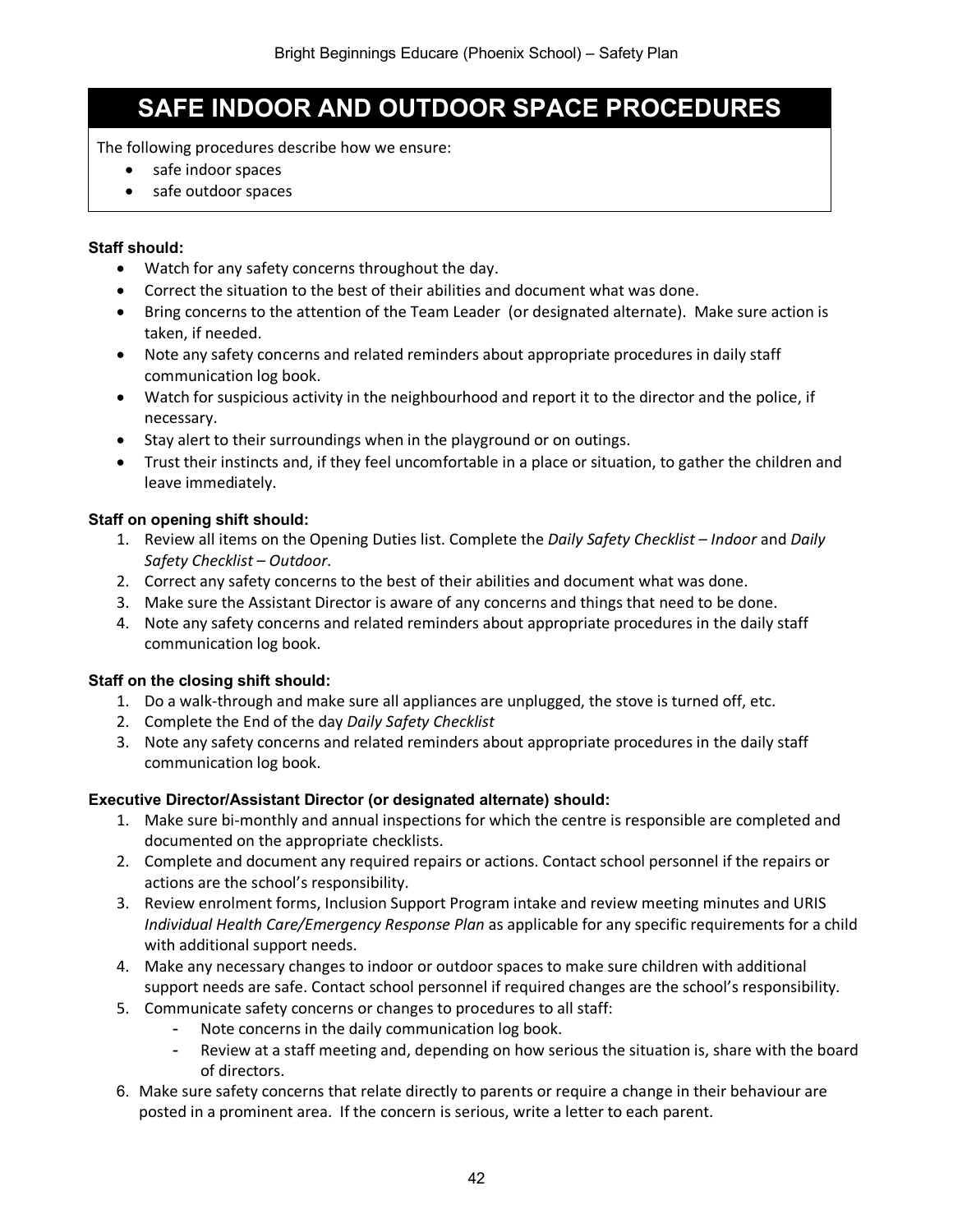# SAFE INDOOR AND OUTDOOR SPACE PROCEDURES

The following procedures describe how we ensure:

- safe indoor spaces
- safe outdoor spaces

**Staff should:**

- Watch for any safety concerns throughout the day.
- Correct the situation to the best of their abilities and document what was done.
- Bring concerns to the attention of the Team Leader (or designated alternate). Make sure action is taken, if needed.
- Note any safety concerns and related reminders about appropriate procedures in daily staff communication log book.
- Watch for suspicious activity in the neighbourhood and report it to the director and the police, if necessary.
- Stay alert to their surroundings when in the playground or on outings.
- Trust their instincts and, if they feel uncomfortable in a place or situation, to gather the children and leave immediately.

**Staff on opening shift should:**

1. Review all items on the Opening Duties list. Complete the *Daily Safety Checklist – Indoor* and *Daily Safety Checklist – Outdoor*.
2. Correct any safety concerns to the best of their abilities and document what was done.
3. Make sure the Assistant Director is aware of any concerns and things that need to be done.
4. Note any safety concerns and related reminders about appropriate procedures in the daily staff communication log book.

**Staff on the closing shift should:**

1. Do a walk-through and make sure all appliances are unplugged, the stove is turned off, etc.
2. Complete the End of the day *Daily Safety Checklist*
3. Note any safety concerns and related reminders about appropriate procedures in the daily staff communication log book.

**Executive Director/Assistant Director (or designated alternate) should:**

1. Make sure bi-monthly and annual inspections for which the centre is responsible are completed and documented on the appropriate checklists.
2. Complete and document any required repairs or actions. Contact school personnel if the repairs or actions are the school's responsibility.
3. Review enrolment forms, Inclusion Support Program intake and review meeting minutes and URIS *Individual Health Care/Emergency Response Plan* as applicable for any specific requirements for a child with additional support needs.
4. Make any necessary changes to indoor or outdoor spaces to make sure children with additional support needs are safe. Contact school personnel if required changes are the school's responsibility.
5. Communicate safety concerns or changes to procedures to all staff:
   - Note concerns in the daily communication log book.
   - Review at a staff meeting and, depending on how serious the situation is, share with the board of directors.
6. Make sure safety concerns that relate directly to parents or require a change in their behaviour are posted in a prominent area. If the concern is serious, write a letter to each parent.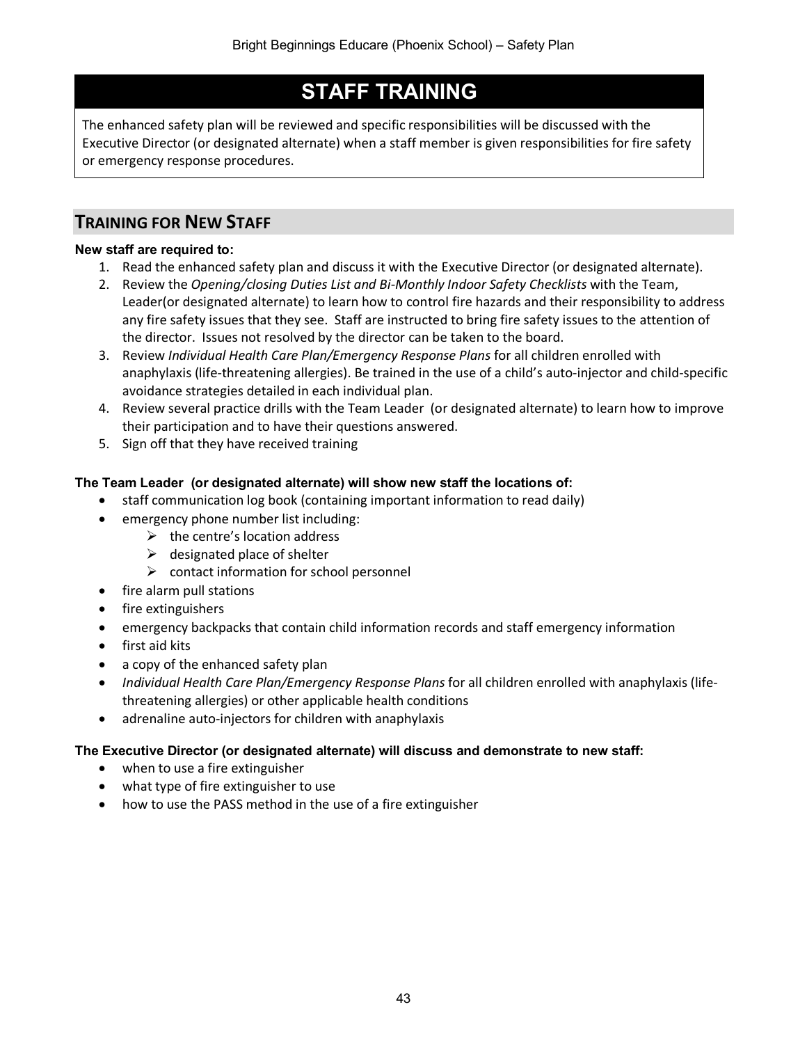# STAFF TRAINING

The enhanced safety plan will be reviewed and specific responsibilities will be discussed with the Executive Director (or designated alternate) when a staff member is given responsibilities for fire safety or emergency response procedures.

## TRAINING FOR NEW STAFF

**New staff are required to:**

1. Read the enhanced safety plan and discuss it with the Executive Director (or designated alternate).
2. Review the *Opening/closing Duties List and Bi-Monthly Indoor Safety Checklists* with the Team, Leader(or designated alternate) to learn how to control fire hazards and their responsibility to address any fire safety issues that they see. Staff are instructed to bring fire safety issues to the attention of the director. Issues not resolved by the director can be taken to the board.
3. Review *Individual Health Care Plan/Emergency Response Plans* for all children enrolled with anaphylaxis (life-threatening allergies). Be trained in the use of a child's auto-injector and child-specific avoidance strategies detailed in each individual plan.
4. Review several practice drills with the Team Leader (or designated alternate) to learn how to improve their participation and to have their questions answered.
5. Sign off that they have received training

**The Team Leader (or designated alternate) will show new staff the locations of:**

- staff communication log book (containing important information to read daily)
- emergency phone number list including:
  - the centre's location address
  - designated place of shelter
  - contact information for school personnel
- fire alarm pull stations
- fire extinguishers
- emergency backpacks that contain child information records and staff emergency information
- first aid kits
- a copy of the enhanced safety plan
- *Individual Health Care Plan/Emergency Response Plans* for all children enrolled with anaphylaxis (life-threatening allergies) or other applicable health conditions
- adrenaline auto-injectors for children with anaphylaxis

**The Executive Director (or designated alternate) will discuss and demonstrate to new staff:**

- when to use a fire extinguisher
- what type of fire extinguisher to use
- how to use the PASS method in the use of a fire extinguisher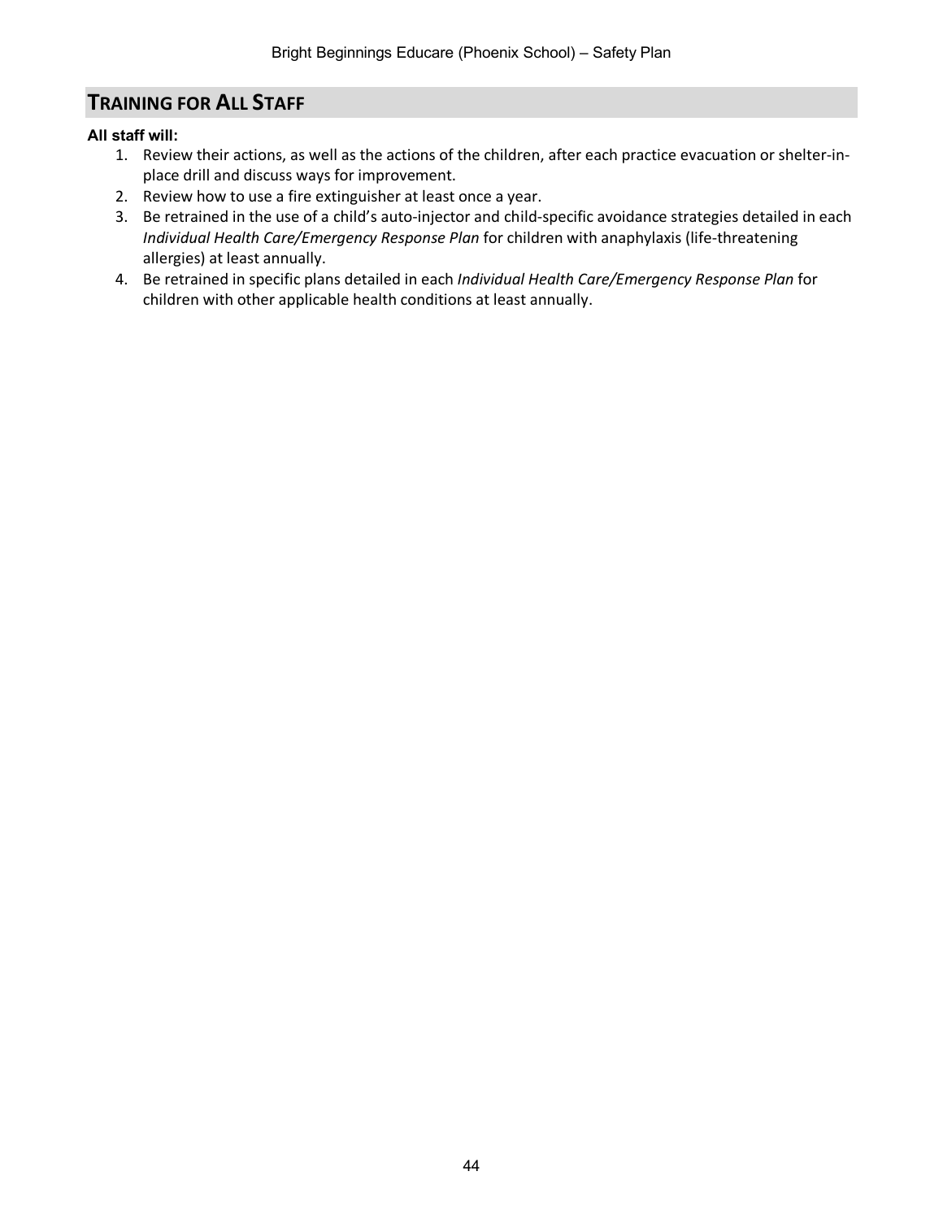## TRAINING FOR ALL STAFF

**All staff will:**

1. Review their actions, as well as the actions of the children, after each practice evacuation or shelter-in-place drill and discuss ways for improvement.
2. Review how to use a fire extinguisher at least once a year.
3. Be retrained in the use of a child's auto-injector and child-specific avoidance strategies detailed in each *Individual Health Care/Emergency Response Plan* for children with anaphylaxis (life-threatening allergies) at least annually.
4. Be retrained in specific plans detailed in each *Individual Health Care/Emergency Response Plan* for children with other applicable health conditions at least annually.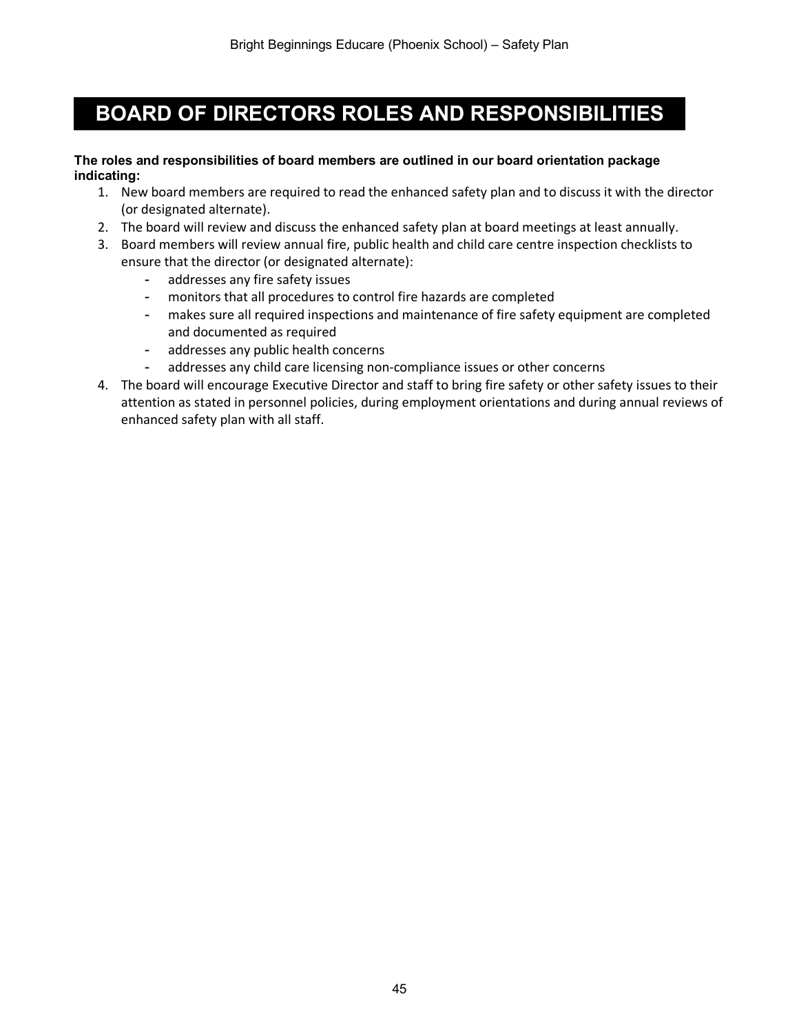# BOARD OF DIRECTORS ROLES AND RESPONSIBILITIES

**The roles and responsibilities of board members are outlined in our board orientation package indicating:**

1. New board members are required to read the enhanced safety plan and to discuss it with the director (or designated alternate).
2. The board will review and discuss the enhanced safety plan at board meetings at least annually.
3. Board members will review annual fire, public health and child care centre inspection checklists to ensure that the director (or designated alternate):
   - addresses any fire safety issues
   - monitors that all procedures to control fire hazards are completed
   - makes sure all required inspections and maintenance of fire safety equipment are completed and documented as required
   - addresses any public health concerns
   - addresses any child care licensing non-compliance issues or other concerns
4. The board will encourage Executive Director and staff to bring fire safety or other safety issues to their attention as stated in personnel policies, during employment orientations and during annual reviews of enhanced safety plan with all staff.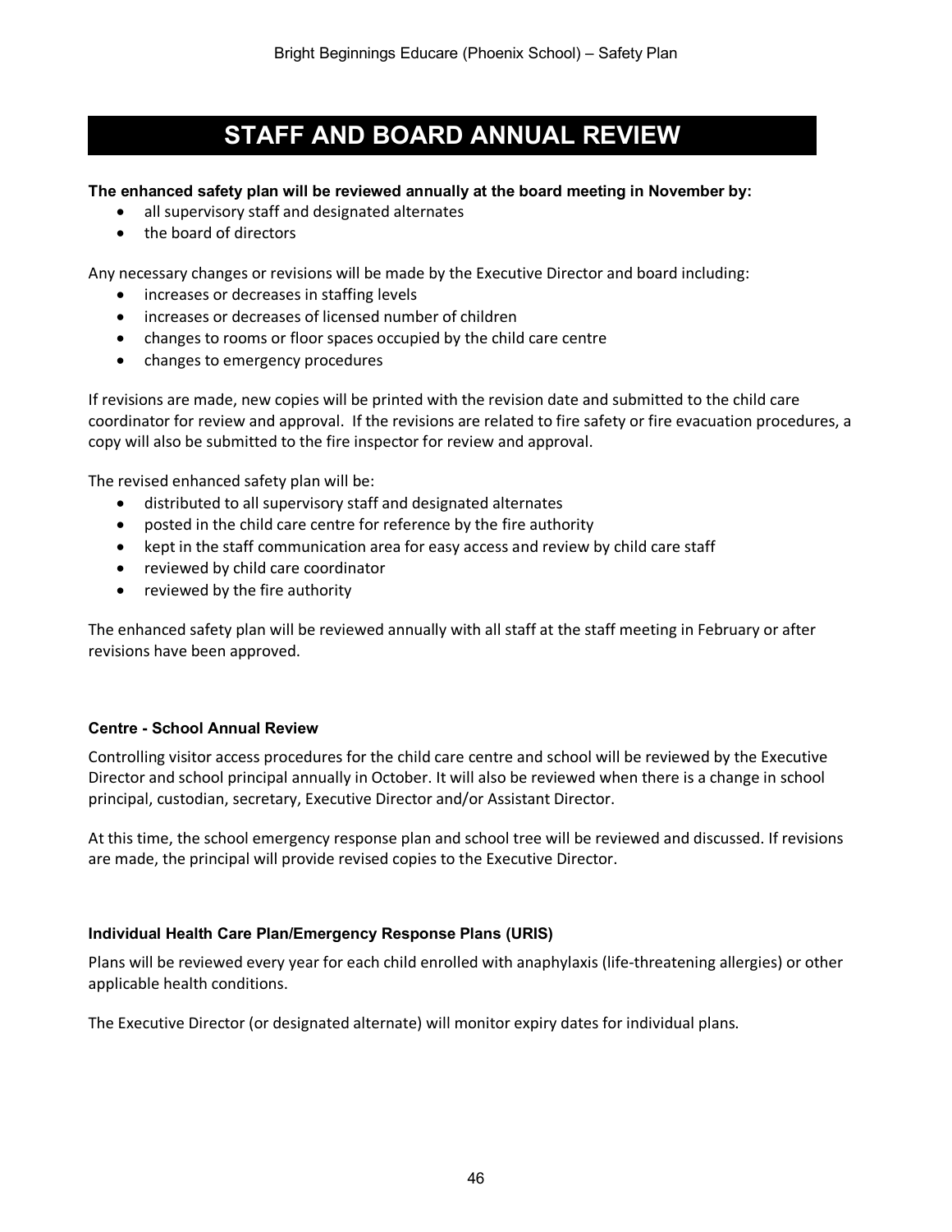# STAFF AND BOARD ANNUAL REVIEW

**The enhanced safety plan will be reviewed annually at the board meeting in November by:**

- all supervisory staff and designated alternates
- the board of directors

Any necessary changes or revisions will be made by the Executive Director and board including:

- increases or decreases in staffing levels
- increases or decreases of licensed number of children
- changes to rooms or floor spaces occupied by the child care centre
- changes to emergency procedures

If revisions are made, new copies will be printed with the revision date and submitted to the child care coordinator for review and approval. If the revisions are related to fire safety or fire evacuation procedures, a copy will also be submitted to the fire inspector for review and approval.

The revised enhanced safety plan will be:

- distributed to all supervisory staff and designated alternates
- posted in the child care centre for reference by the fire authority
- kept in the staff communication area for easy access and review by child care staff
- reviewed by child care coordinator
- reviewed by the fire authority

The enhanced safety plan will be reviewed annually with all staff at the staff meeting in February or after revisions have been approved.

### Centre - School Annual Review

Controlling visitor access procedures for the child care centre and school will be reviewed by the Executive Director and school principal annually in October. It will also be reviewed when there is a change in school principal, custodian, secretary, Executive Director and/or Assistant Director.

At this time, the school emergency response plan and school tree will be reviewed and discussed. If revisions are made, the principal will provide revised copies to the Executive Director.

### Individual Health Care Plan/Emergency Response Plans (URIS)

Plans will be reviewed every year for each child enrolled with anaphylaxis (life-threatening allergies) or other applicable health conditions.

The Executive Director (or designated alternate) will monitor expiry dates for individual plans.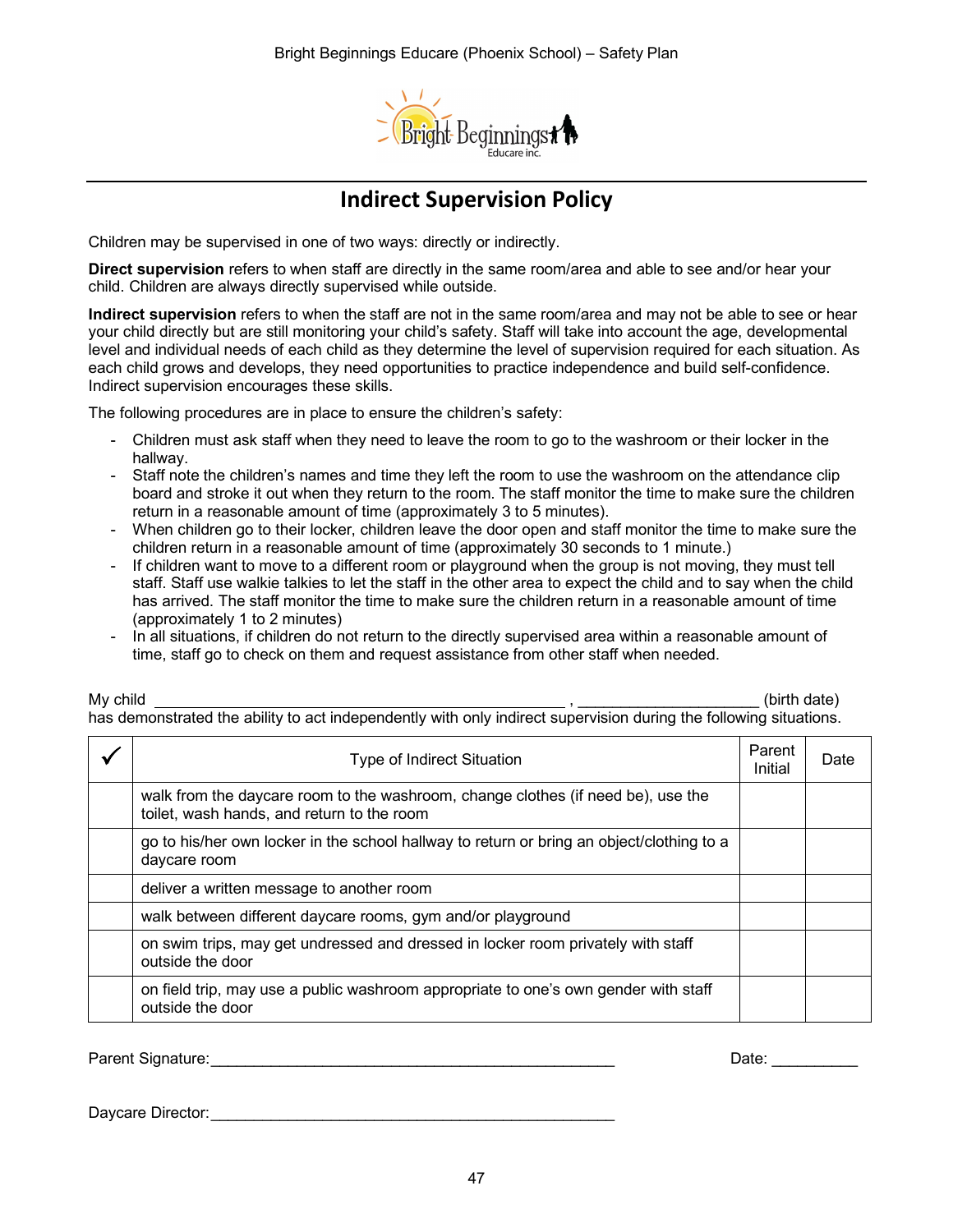# Indirect Supervision Policy

Children may be supervised in one of two ways: directly or indirectly.

**Direct supervision** refers to when staff are directly in the same room/area and able to see and/or hear your child. Children are always directly supervised while outside.

**Indirect supervision** refers to when the staff are not in the same room/area and may not be able to see or hear your child directly but are still monitoring your child's safety. Staff will take into account the age, developmental level and individual needs of each child as they determine the level of supervision required for each situation. As each child grows and develops, they need opportunities to practice independence and build self-confidence. Indirect supervision encourages these skills.

The following procedures are in place to ensure the children's safety:

- Children must ask staff when they need to leave the room to go to the washroom or their locker in the hallway.
- Staff note the children's names and time they left the room to use the washroom on the attendance clip board and stroke it out when they return to the room. The staff monitor the time to make sure the children return in a reasonable amount of time (approximately 3 to 5 minutes).
- When children go to their locker, children leave the door open and staff monitor the time to make sure the children return in a reasonable amount of time (approximately 30 seconds to 1 minute.)
- If children want to move to a different room or playground when the group is not moving, they must tell staff. Staff use walkie talkies to let the staff in the other area to expect the child and to say when the child has arrived. The staff monitor the time to make sure the children return in a reasonable amount of time (approximately 1 to 2 minutes)
- In all situations, if children do not return to the directly supervised area within a reasonable amount of time, staff go to check on them and request assistance from other staff when needed.

My child ______________________________________________ , ____________________ (birth date) has demonstrated the ability to act independently with only indirect supervision during the following situations.

| ✓ | Type of Indirect Situation | Parent Initial | Date |
|---|---|---|---|
| | walk from the daycare room to the washroom, change clothes (if need be), use the toilet, wash hands, and return to the room | | |
| | go to his/her own locker in the school hallway to return or bring an object/clothing to a daycare room | | |
| | deliver a written message to another room | | |
| | walk between different daycare rooms, gym and/or playground | | |
| | on swim trips, may get undressed and dressed in locker room privately with staff outside the door | | |
| | on field trip, may use a public washroom appropriate to one's own gender with staff outside the door | | |

Parent Signature:_____________________________________________ Date: __________

Daycare Director:_____________________________________________